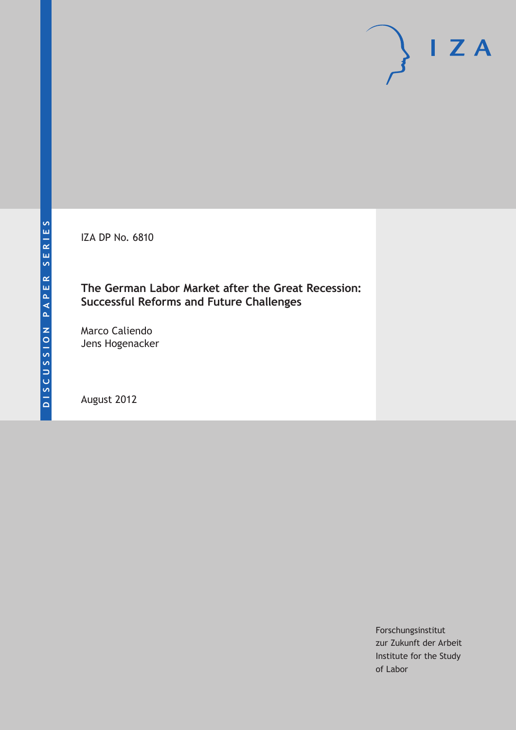DISCUSSION PAPER SERIES

IZA

IZA DP No. 6810

**The German Labor Market after the Great Recession: Successful Reforms and Future Challenges**

Marco Caliendo
Jens Hogenacker

August 2012

Forschungsinstitut
zur Zukunft der Arbeit
Institute for the Study
of Labor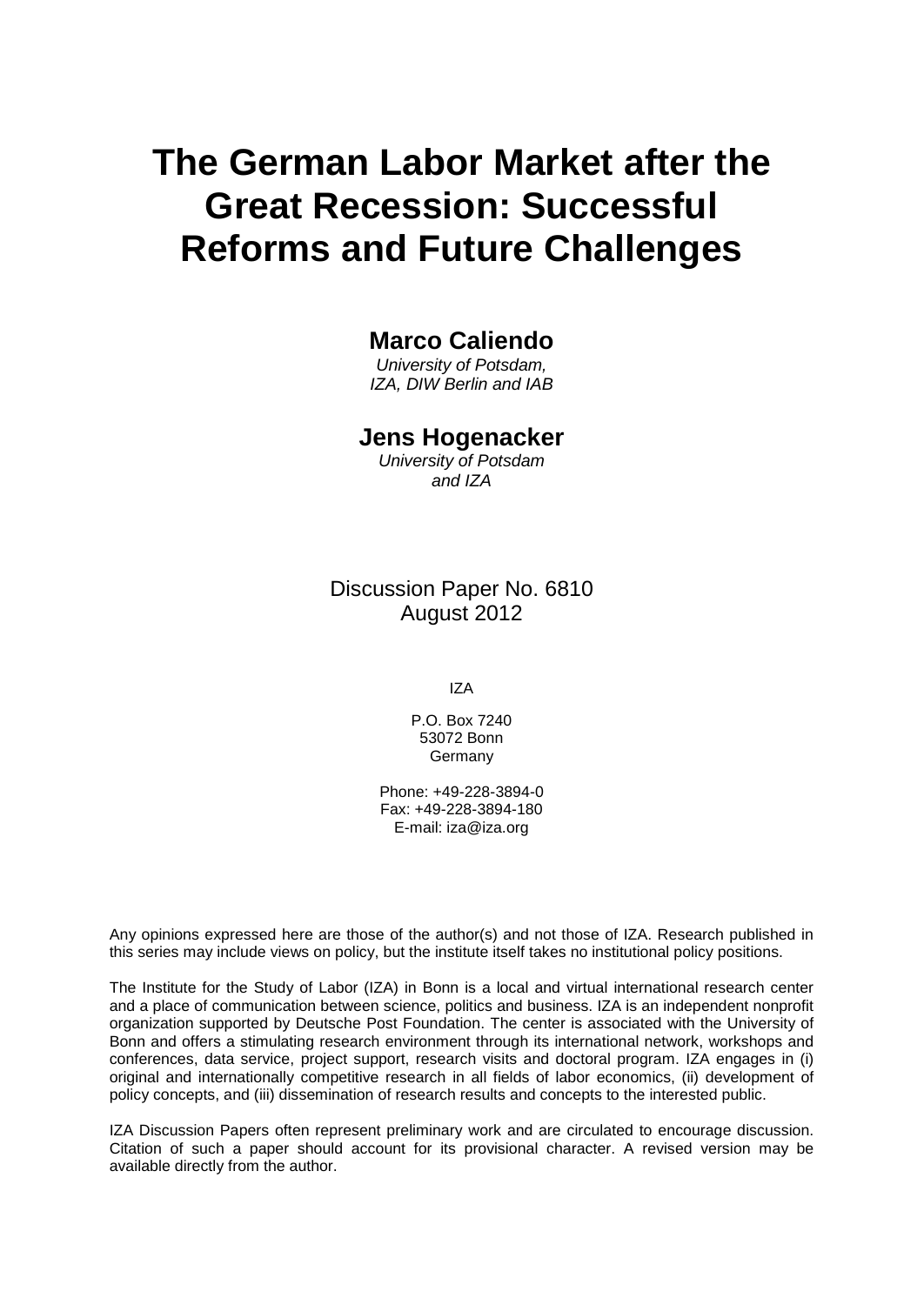# The German Labor Market after the Great Recession: Successful Reforms and Future Challenges

**Marco Caliendo**
*University of Potsdam,*
*IZA, DIW Berlin and IAB*

**Jens Hogenacker**
*University of Potsdam*
*and IZA*

Discussion Paper No. 6810
August 2012

IZA

P.O. Box 7240
53072 Bonn
Germany

Phone: +49-228-3894-0
Fax: +49-228-3894-180
E-mail: iza@iza.org

Any opinions expressed here are those of the author(s) and not those of IZA. Research published in this series may include views on policy, but the institute itself takes no institutional policy positions.

The Institute for the Study of Labor (IZA) in Bonn is a local and virtual international research center and a place of communication between science, politics and business. IZA is an independent nonprofit organization supported by Deutsche Post Foundation. The center is associated with the University of Bonn and offers a stimulating research environment through its international network, workshops and conferences, data service, project support, research visits and doctoral program. IZA engages in (i) original and internationally competitive research in all fields of labor economics, (ii) development of policy concepts, and (iii) dissemination of research results and concepts to the interested public.

IZA Discussion Papers often represent preliminary work and are circulated to encourage discussion. Citation of such a paper should account for its provisional character. A revised version may be available directly from the author.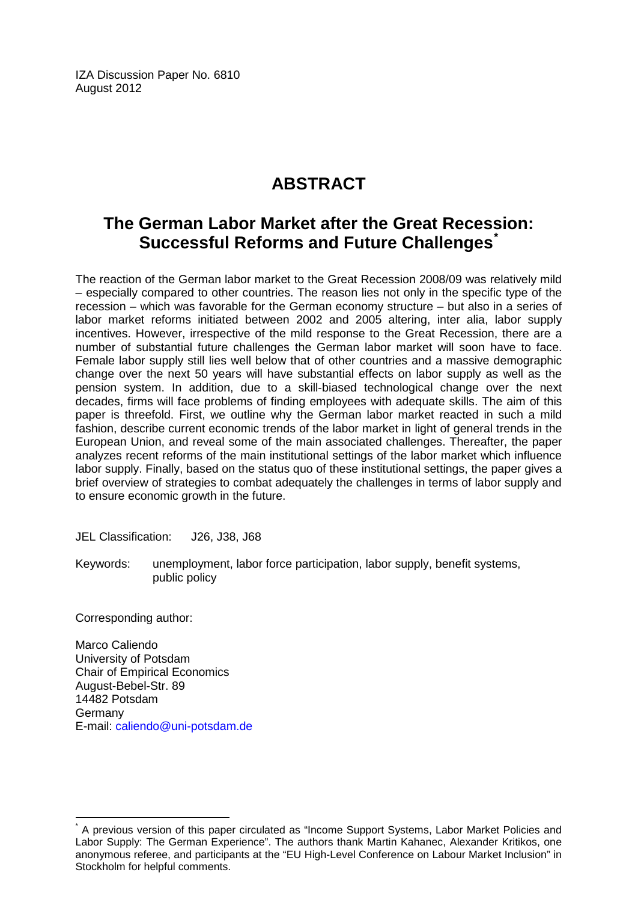IZA Discussion Paper No. 6810
August 2012

# ABSTRACT

## The German Labor Market after the Great Recession: Successful Reforms and Future Challenges*

The reaction of the German labor market to the Great Recession 2008/09 was relatively mild – especially compared to other countries. The reason lies not only in the specific type of the recession – which was favorable for the German economy structure – but also in a series of labor market reforms initiated between 2002 and 2005 altering, inter alia, labor supply incentives. However, irrespective of the mild response to the Great Recession, there are a number of substantial future challenges the German labor market will soon have to face. Female labor supply still lies well below that of other countries and a massive demographic change over the next 50 years will have substantial effects on labor supply as well as the pension system. In addition, due to a skill-biased technological change over the next decades, firms will face problems of finding employees with adequate skills. The aim of this paper is threefold. First, we outline why the German labor market reacted in such a mild fashion, describe current economic trends of the labor market in light of general trends in the European Union, and reveal some of the main associated challenges. Thereafter, the paper analyzes recent reforms of the main institutional settings of the labor market which influence labor supply. Finally, based on the status quo of these institutional settings, the paper gives a brief overview of strategies to combat adequately the challenges in terms of labor supply and to ensure economic growth in the future.

JEL Classification: J26, J38, J68

Keywords: unemployment, labor force participation, labor supply, benefit systems, public policy

Corresponding author:

Marco Caliendo
University of Potsdam
Chair of Empirical Economics
August-Bebel-Str. 89
14482 Potsdam
Germany
E-mail: caliendo@uni-potsdam.de

---

* A previous version of this paper circulated as "Income Support Systems, Labor Market Policies and Labor Supply: The German Experience". The authors thank Martin Kahanec, Alexander Kritikos, one anonymous referee, and participants at the "EU High-Level Conference on Labour Market Inclusion" in Stockholm for helpful comments.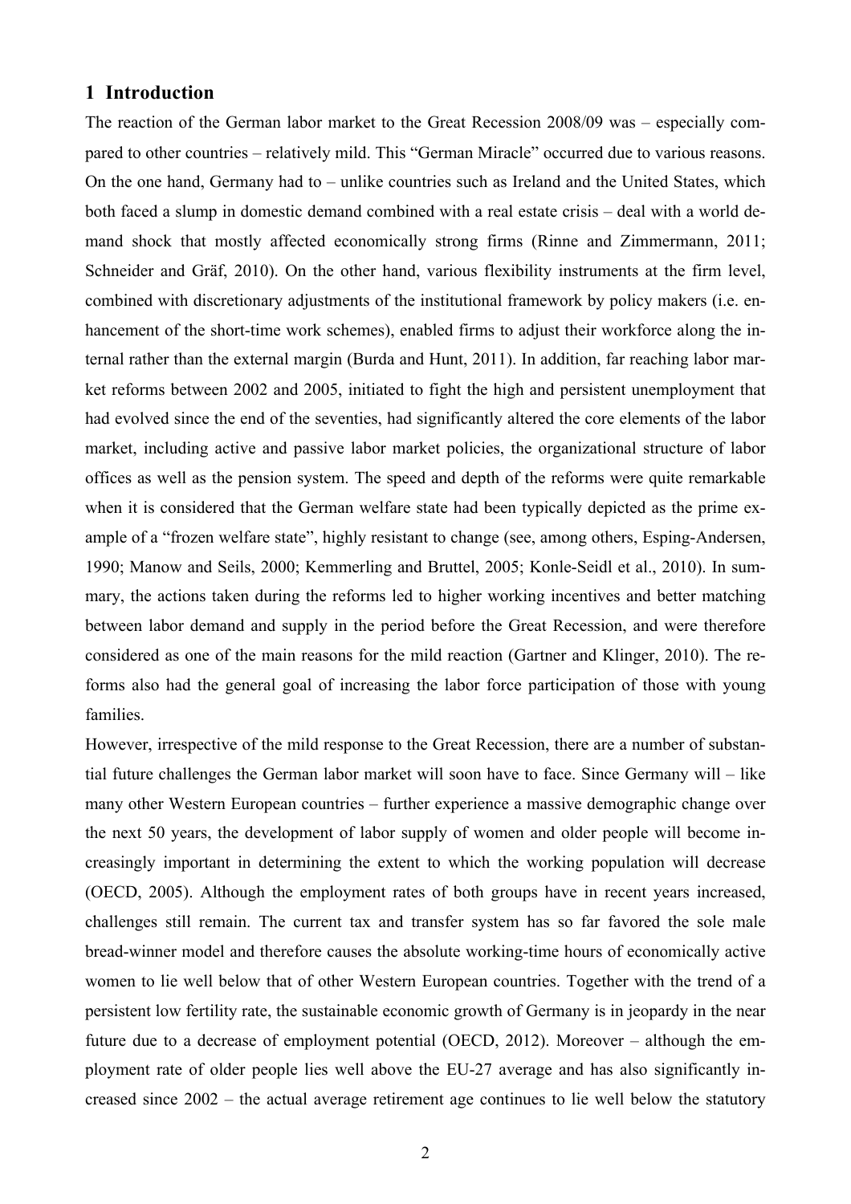## 1 Introduction

The reaction of the German labor market to the Great Recession 2008/09 was – especially compared to other countries – relatively mild. This "German Miracle" occurred due to various reasons. On the one hand, Germany had to – unlike countries such as Ireland and the United States, which both faced a slump in domestic demand combined with a real estate crisis – deal with a world demand shock that mostly affected economically strong firms (Rinne and Zimmermann, 2011; Schneider and Gräf, 2010). On the other hand, various flexibility instruments at the firm level, combined with discretionary adjustments of the institutional framework by policy makers (i.e. enhancement of the short-time work schemes), enabled firms to adjust their workforce along the internal rather than the external margin (Burda and Hunt, 2011). In addition, far reaching labor market reforms between 2002 and 2005, initiated to fight the high and persistent unemployment that had evolved since the end of the seventies, had significantly altered the core elements of the labor market, including active and passive labor market policies, the organizational structure of labor offices as well as the pension system. The speed and depth of the reforms were quite remarkable when it is considered that the German welfare state had been typically depicted as the prime example of a "frozen welfare state", highly resistant to change (see, among others, Esping-Andersen, 1990; Manow and Seils, 2000; Kemmerling and Bruttel, 2005; Konle-Seidl et al., 2010). In summary, the actions taken during the reforms led to higher working incentives and better matching between labor demand and supply in the period before the Great Recession, and were therefore considered as one of the main reasons for the mild reaction (Gartner and Klinger, 2010). The reforms also had the general goal of increasing the labor force participation of those with young families.

However, irrespective of the mild response to the Great Recession, there are a number of substantial future challenges the German labor market will soon have to face. Since Germany will – like many other Western European countries – further experience a massive demographic change over the next 50 years, the development of labor supply of women and older people will become increasingly important in determining the extent to which the working population will decrease (OECD, 2005). Although the employment rates of both groups have in recent years increased, challenges still remain. The current tax and transfer system has so far favored the sole male bread-winner model and therefore causes the absolute working-time hours of economically active women to lie well below that of other Western European countries. Together with the trend of a persistent low fertility rate, the sustainable economic growth of Germany is in jeopardy in the near future due to a decrease of employment potential (OECD, 2012). Moreover – although the employment rate of older people lies well above the EU-27 average and has also significantly increased since 2002 – the actual average retirement age continues to lie well below the statutory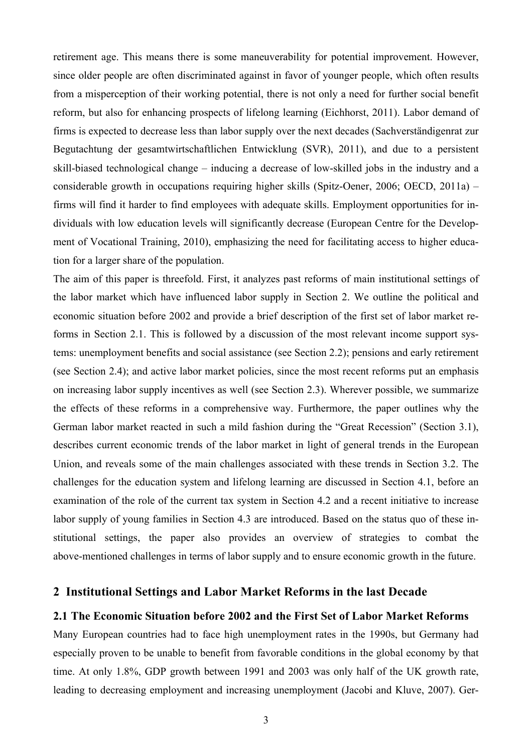retirement age. This means there is some maneuverability for potential improvement. However, since older people are often discriminated against in favor of younger people, which often results from a misperception of their working potential, there is not only a need for further social benefit reform, but also for enhancing prospects of lifelong learning (Eichhorst, 2011). Labor demand of firms is expected to decrease less than labor supply over the next decades (Sachverständigenrat zur Begutachtung der gesamtwirtschaftlichen Entwicklung (SVR), 2011), and due to a persistent skill-biased technological change – inducing a decrease of low-skilled jobs in the industry and a considerable growth in occupations requiring higher skills (Spitz-Oener, 2006; OECD, 2011a) – firms will find it harder to find employees with adequate skills. Employment opportunities for individuals with low education levels will significantly decrease (European Centre for the Development of Vocational Training, 2010), emphasizing the need for facilitating access to higher education for a larger share of the population.

The aim of this paper is threefold. First, it analyzes past reforms of main institutional settings of the labor market which have influenced labor supply in Section 2. We outline the political and economic situation before 2002 and provide a brief description of the first set of labor market reforms in Section 2.1. This is followed by a discussion of the most relevant income support systems: unemployment benefits and social assistance (see Section 2.2); pensions and early retirement (see Section 2.4); and active labor market policies, since the most recent reforms put an emphasis on increasing labor supply incentives as well (see Section 2.3). Wherever possible, we summarize the effects of these reforms in a comprehensive way. Furthermore, the paper outlines why the German labor market reacted in such a mild fashion during the "Great Recession" (Section 3.1), describes current economic trends of the labor market in light of general trends in the European Union, and reveals some of the main challenges associated with these trends in Section 3.2. The challenges for the education system and lifelong learning are discussed in Section 4.1, before an examination of the role of the current tax system in Section 4.2 and a recent initiative to increase labor supply of young families in Section 4.3 are introduced. Based on the status quo of these institutional settings, the paper also provides an overview of strategies to combat the above-mentioned challenges in terms of labor supply and to ensure economic growth in the future.

## 2 Institutional Settings and Labor Market Reforms in the last Decade

### 2.1 The Economic Situation before 2002 and the First Set of Labor Market Reforms

Many European countries had to face high unemployment rates in the 1990s, but Germany had especially proven to be unable to benefit from favorable conditions in the global economy by that time. At only 1.8%, GDP growth between 1991 and 2003 was only half of the UK growth rate, leading to decreasing employment and increasing unemployment (Jacobi and Kluve, 2007). Ger-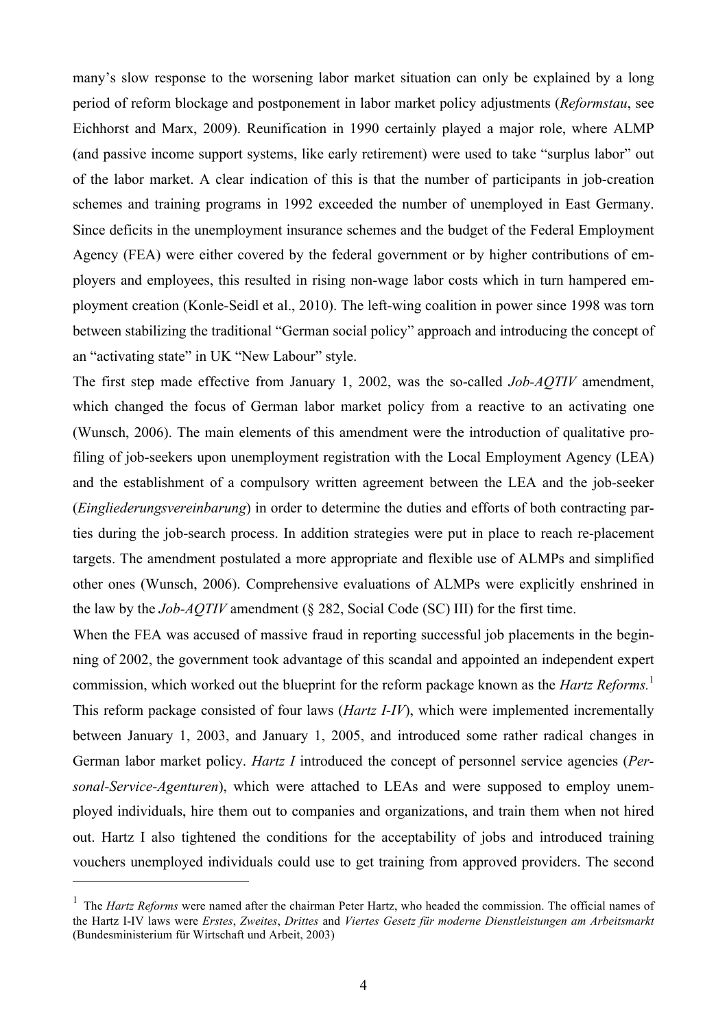many's slow response to the worsening labor market situation can only be explained by a long period of reform blockage and postponement in labor market policy adjustments (*Reformstau*, see Eichhorst and Marx, 2009). Reunification in 1990 certainly played a major role, where ALMP (and passive income support systems, like early retirement) were used to take "surplus labor" out of the labor market. A clear indication of this is that the number of participants in job-creation schemes and training programs in 1992 exceeded the number of unemployed in East Germany. Since deficits in the unemployment insurance schemes and the budget of the Federal Employment Agency (FEA) were either covered by the federal government or by higher contributions of employers and employees, this resulted in rising non-wage labor costs which in turn hampered employment creation (Konle-Seidl et al., 2010). The left-wing coalition in power since 1998 was torn between stabilizing the traditional "German social policy" approach and introducing the concept of an "activating state" in UK "New Labour" style.

The first step made effective from January 1, 2002, was the so-called *Job-AQTIV* amendment, which changed the focus of German labor market policy from a reactive to an activating one (Wunsch, 2006). The main elements of this amendment were the introduction of qualitative profiling of job-seekers upon unemployment registration with the Local Employment Agency (LEA) and the establishment of a compulsory written agreement between the LEA and the job-seeker (*Eingliederungsvereinbarung*) in order to determine the duties and efforts of both contracting parties during the job-search process. In addition strategies were put in place to reach re-placement targets. The amendment postulated a more appropriate and flexible use of ALMPs and simplified other ones (Wunsch, 2006). Comprehensive evaluations of ALMPs were explicitly enshrined in the law by the *Job-AQTIV* amendment (§ 282, Social Code (SC) III) for the first time.

When the FEA was accused of massive fraud in reporting successful job placements in the beginning of 2002, the government took advantage of this scandal and appointed an independent expert commission, which worked out the blueprint for the reform package known as the *Hartz Reforms.*[1] This reform package consisted of four laws (*Hartz I-IV*), which were implemented incrementally between January 1, 2003, and January 1, 2005, and introduced some rather radical changes in German labor market policy. *Hartz I* introduced the concept of personnel service agencies (*Personal-Service-Agenturen*), which were attached to LEAs and were supposed to employ unemployed individuals, hire them out to companies and organizations, and train them when not hired out. Hartz I also tightened the conditions for the acceptability of jobs and introduced training vouchers unemployed individuals could use to get training from approved providers. The second

[1] The *Hartz Reforms* were named after the chairman Peter Hartz, who headed the commission. The official names of the Hartz I-IV laws were *Erstes*, *Zweites*, *Drittes* and *Viertes Gesetz für moderne Dienstleistungen am Arbeitsmarkt* (Bundesministerium für Wirtschaft und Arbeit, 2003)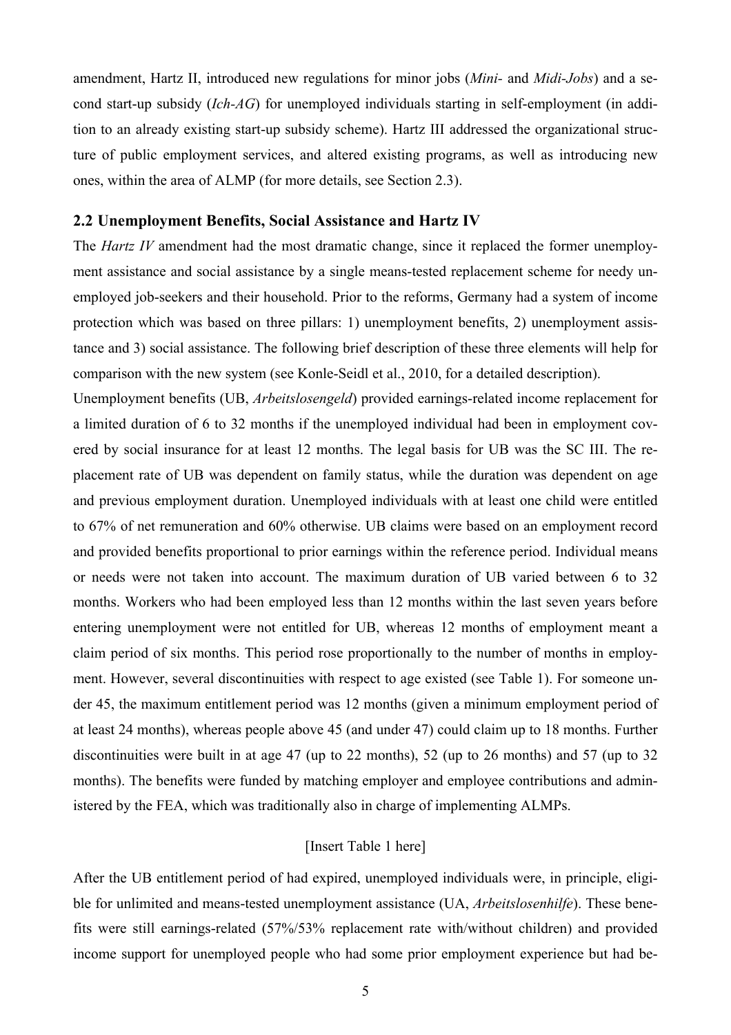amendment, Hartz II, introduced new regulations for minor jobs (*Mini-* and *Midi-Jobs*) and a second start-up subsidy (*Ich-AG*) for unemployed individuals starting in self-employment (in addition to an already existing start-up subsidy scheme). Hartz III addressed the organizational structure of public employment services, and altered existing programs, as well as introducing new ones, within the area of ALMP (for more details, see Section 2.3).

### 2.2 Unemployment Benefits, Social Assistance and Hartz IV

The *Hartz IV* amendment had the most dramatic change, since it replaced the former unemployment assistance and social assistance by a single means-tested replacement scheme for needy unemployed job-seekers and their household. Prior to the reforms, Germany had a system of income protection which was based on three pillars: 1) unemployment benefits, 2) unemployment assistance and 3) social assistance. The following brief description of these three elements will help for comparison with the new system (see Konle-Seidl et al., 2010, for a detailed description).

Unemployment benefits (UB, *Arbeitslosengeld*) provided earnings-related income replacement for a limited duration of 6 to 32 months if the unemployed individual had been in employment covered by social insurance for at least 12 months. The legal basis for UB was the SC III. The replacement rate of UB was dependent on family status, while the duration was dependent on age and previous employment duration. Unemployed individuals with at least one child were entitled to 67% of net remuneration and 60% otherwise. UB claims were based on an employment record and provided benefits proportional to prior earnings within the reference period. Individual means or needs were not taken into account. The maximum duration of UB varied between 6 to 32 months. Workers who had been employed less than 12 months within the last seven years before entering unemployment were not entitled for UB, whereas 12 months of employment meant a claim period of six months. This period rose proportionally to the number of months in employment. However, several discontinuities with respect to age existed (see Table 1). For someone under 45, the maximum entitlement period was 12 months (given a minimum employment period of at least 24 months), whereas people above 45 (and under 47) could claim up to 18 months. Further discontinuities were built in at age 47 (up to 22 months), 52 (up to 26 months) and 57 (up to 32 months). The benefits were funded by matching employer and employee contributions and administered by the FEA, which was traditionally also in charge of implementing ALMPs.

[Insert Table 1 here]

After the UB entitlement period of had expired, unemployed individuals were, in principle, eligible for unlimited and means-tested unemployment assistance (UA, *Arbeitslosenhilfe*). These benefits were still earnings-related (57%/53% replacement rate with/without children) and provided income support for unemployed people who had some prior employment experience but had be-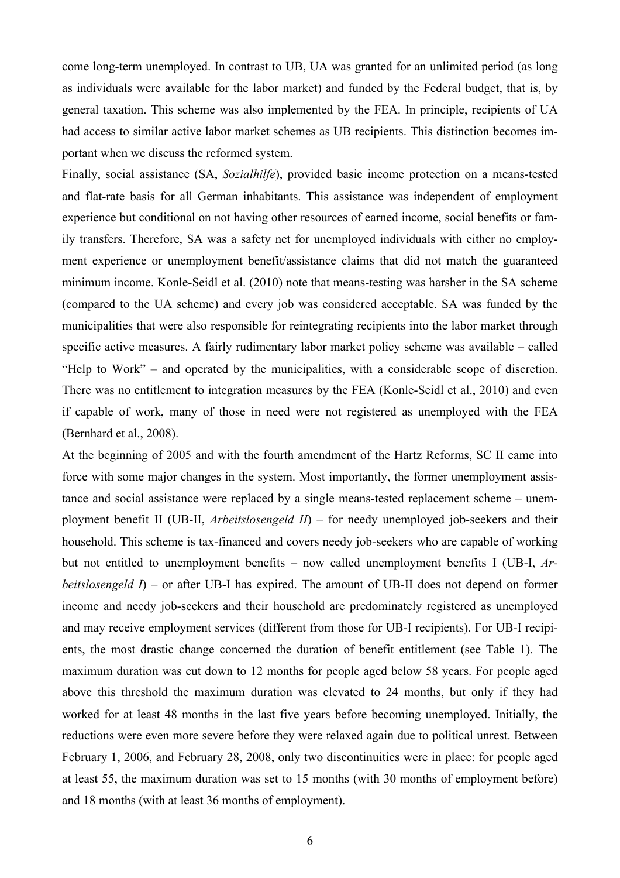come long-term unemployed. In contrast to UB, UA was granted for an unlimited period (as long as individuals were available for the labor market) and funded by the Federal budget, that is, by general taxation. This scheme was also implemented by the FEA. In principle, recipients of UA had access to similar active labor market schemes as UB recipients. This distinction becomes important when we discuss the reformed system.

Finally, social assistance (SA, *Sozialhilfe*), provided basic income protection on a means-tested and flat-rate basis for all German inhabitants. This assistance was independent of employment experience but conditional on not having other resources of earned income, social benefits or family transfers. Therefore, SA was a safety net for unemployed individuals with either no employment experience or unemployment benefit/assistance claims that did not match the guaranteed minimum income. Konle-Seidl et al. (2010) note that means-testing was harsher in the SA scheme (compared to the UA scheme) and every job was considered acceptable. SA was funded by the municipalities that were also responsible for reintegrating recipients into the labor market through specific active measures. A fairly rudimentary labor market policy scheme was available – called "Help to Work" – and operated by the municipalities, with a considerable scope of discretion. There was no entitlement to integration measures by the FEA (Konle-Seidl et al., 2010) and even if capable of work, many of those in need were not registered as unemployed with the FEA (Bernhard et al., 2008).

At the beginning of 2005 and with the fourth amendment of the Hartz Reforms, SC II came into force with some major changes in the system. Most importantly, the former unemployment assistance and social assistance were replaced by a single means-tested replacement scheme – unemployment benefit II (UB-II, *Arbeitslosengeld II*) – for needy unemployed job-seekers and their household. This scheme is tax-financed and covers needy job-seekers who are capable of working but not entitled to unemployment benefits – now called unemployment benefits I (UB-I, *Arbeitslosengeld I*) – or after UB-I has expired. The amount of UB-II does not depend on former income and needy job-seekers and their household are predominately registered as unemployed and may receive employment services (different from those for UB-I recipients). For UB-I recipients, the most drastic change concerned the duration of benefit entitlement (see Table 1). The maximum duration was cut down to 12 months for people aged below 58 years. For people aged above this threshold the maximum duration was elevated to 24 months, but only if they had worked for at least 48 months in the last five years before becoming unemployed. Initially, the reductions were even more severe before they were relaxed again due to political unrest. Between February 1, 2006, and February 28, 2008, only two discontinuities were in place: for people aged at least 55, the maximum duration was set to 15 months (with 30 months of employment before) and 18 months (with at least 36 months of employment).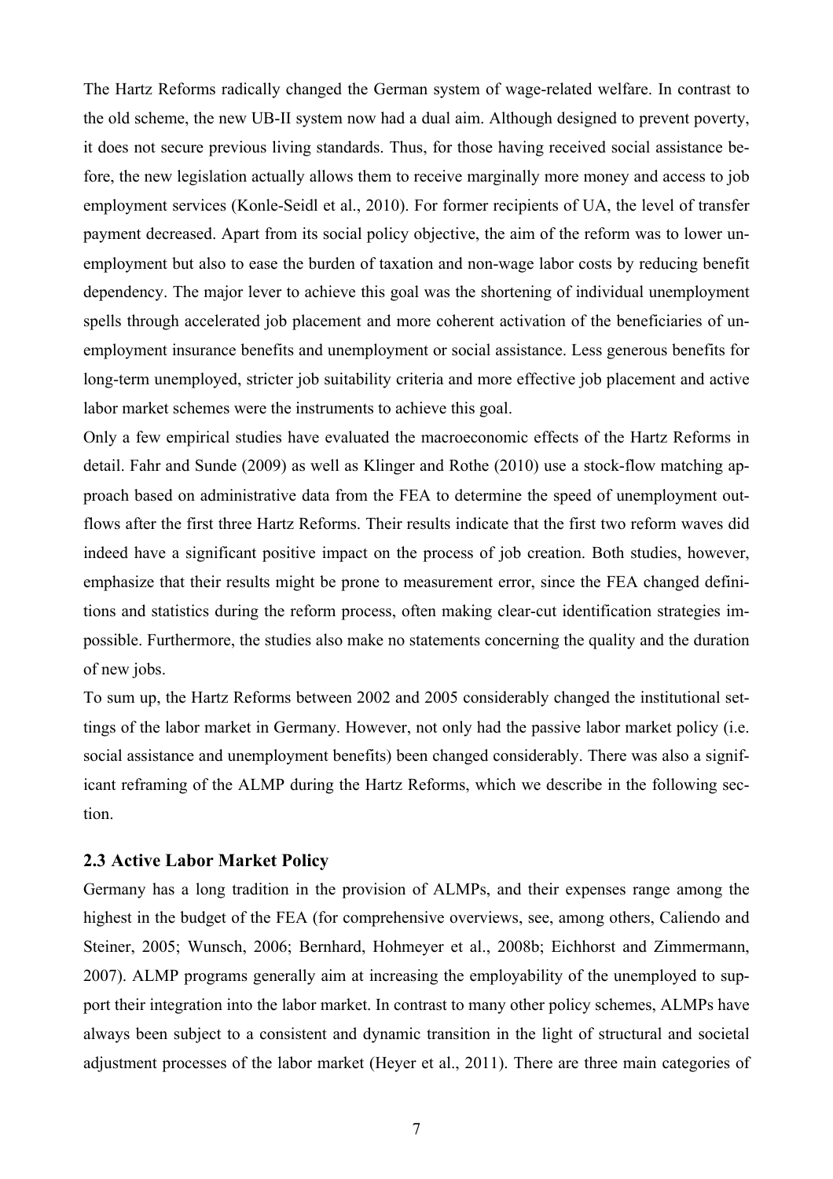The Hartz Reforms radically changed the German system of wage-related welfare. In contrast to the old scheme, the new UB-II system now had a dual aim. Although designed to prevent poverty, it does not secure previous living standards. Thus, for those having received social assistance before, the new legislation actually allows them to receive marginally more money and access to job employment services (Konle-Seidl et al., 2010). For former recipients of UA, the level of transfer payment decreased. Apart from its social policy objective, the aim of the reform was to lower unemployment but also to ease the burden of taxation and non-wage labor costs by reducing benefit dependency. The major lever to achieve this goal was the shortening of individual unemployment spells through accelerated job placement and more coherent activation of the beneficiaries of unemployment insurance benefits and unemployment or social assistance. Less generous benefits for long-term unemployed, stricter job suitability criteria and more effective job placement and active labor market schemes were the instruments to achieve this goal.

Only a few empirical studies have evaluated the macroeconomic effects of the Hartz Reforms in detail. Fahr and Sunde (2009) as well as Klinger and Rothe (2010) use a stock-flow matching approach based on administrative data from the FEA to determine the speed of unemployment outflows after the first three Hartz Reforms. Their results indicate that the first two reform waves did indeed have a significant positive impact on the process of job creation. Both studies, however, emphasize that their results might be prone to measurement error, since the FEA changed definitions and statistics during the reform process, often making clear-cut identification strategies impossible. Furthermore, the studies also make no statements concerning the quality and the duration of new jobs.

To sum up, the Hartz Reforms between 2002 and 2005 considerably changed the institutional settings of the labor market in Germany. However, not only had the passive labor market policy (i.e. social assistance and unemployment benefits) been changed considerably. There was also a significant reframing of the ALMP during the Hartz Reforms, which we describe in the following section.

### 2.3 Active Labor Market Policy

Germany has a long tradition in the provision of ALMPs, and their expenses range among the highest in the budget of the FEA (for comprehensive overviews, see, among others, Caliendo and Steiner, 2005; Wunsch, 2006; Bernhard, Hohmeyer et al., 2008b; Eichhorst and Zimmermann, 2007). ALMP programs generally aim at increasing the employability of the unemployed to support their integration into the labor market. In contrast to many other policy schemes, ALMPs have always been subject to a consistent and dynamic transition in the light of structural and societal adjustment processes of the labor market (Heyer et al., 2011). There are three main categories of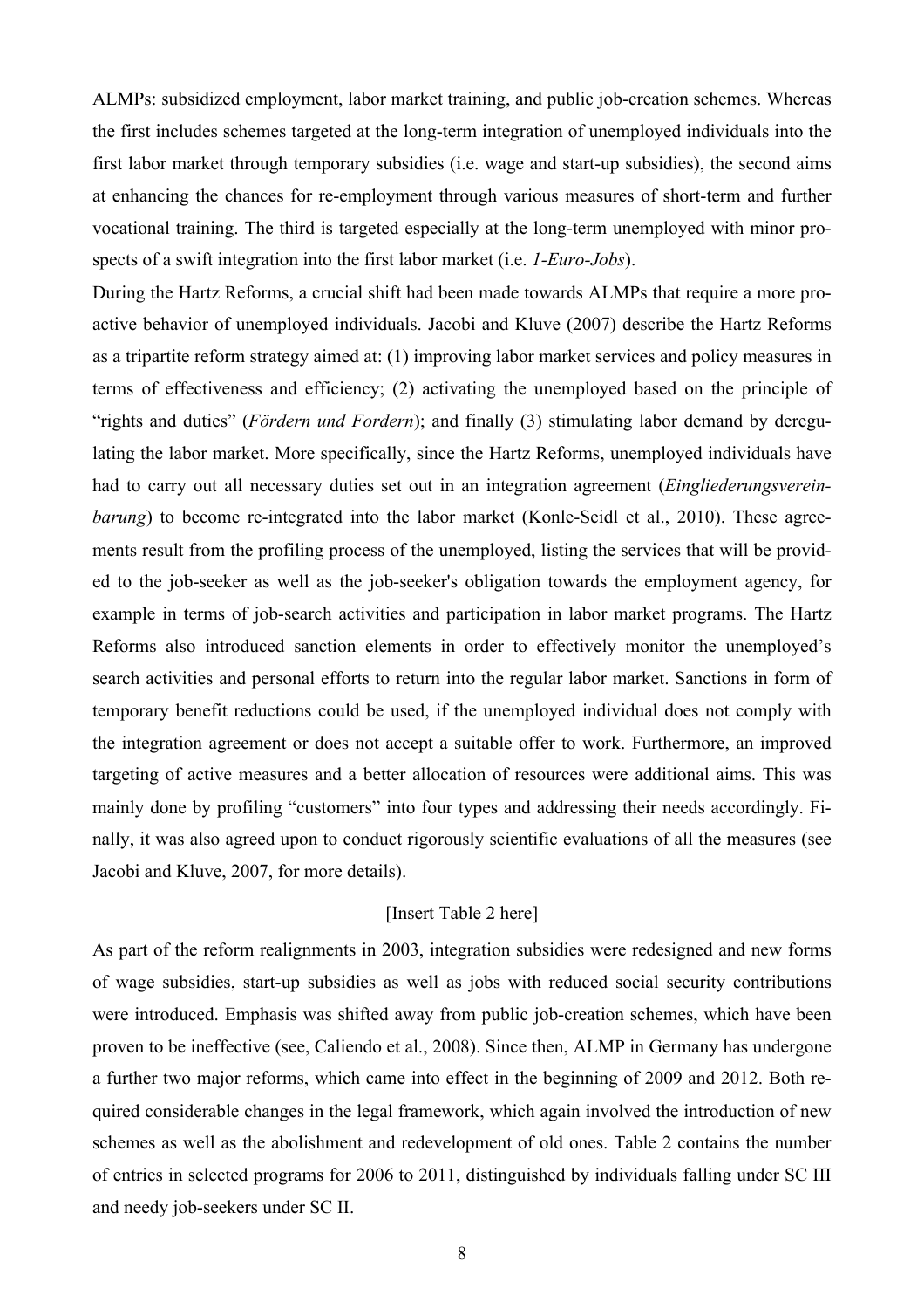ALMPs: subsidized employment, labor market training, and public job-creation schemes. Whereas the first includes schemes targeted at the long-term integration of unemployed individuals into the first labor market through temporary subsidies (i.e. wage and start-up subsidies), the second aims at enhancing the chances for re-employment through various measures of short-term and further vocational training. The third is targeted especially at the long-term unemployed with minor prospects of a swift integration into the first labor market (i.e. *1-Euro-Jobs*).

During the Hartz Reforms, a crucial shift had been made towards ALMPs that require a more proactive behavior of unemployed individuals. Jacobi and Kluve (2007) describe the Hartz Reforms as a tripartite reform strategy aimed at: (1) improving labor market services and policy measures in terms of effectiveness and efficiency; (2) activating the unemployed based on the principle of "rights and duties" (*Fördern und Fordern*); and finally (3) stimulating labor demand by deregulating the labor market. More specifically, since the Hartz Reforms, unemployed individuals have had to carry out all necessary duties set out in an integration agreement (*Eingliederungsvereinbarung*) to become re-integrated into the labor market (Konle-Seidl et al., 2010). These agreements result from the profiling process of the unemployed, listing the services that will be provided to the job-seeker as well as the job-seeker's obligation towards the employment agency, for example in terms of job-search activities and participation in labor market programs. The Hartz Reforms also introduced sanction elements in order to effectively monitor the unemployed's search activities and personal efforts to return into the regular labor market. Sanctions in form of temporary benefit reductions could be used, if the unemployed individual does not comply with the integration agreement or does not accept a suitable offer to work. Furthermore, an improved targeting of active measures and a better allocation of resources were additional aims. This was mainly done by profiling "customers" into four types and addressing their needs accordingly. Finally, it was also agreed upon to conduct rigorously scientific evaluations of all the measures (see Jacobi and Kluve, 2007, for more details).

[Insert Table 2 here]

As part of the reform realignments in 2003, integration subsidies were redesigned and new forms of wage subsidies, start-up subsidies as well as jobs with reduced social security contributions were introduced. Emphasis was shifted away from public job-creation schemes, which have been proven to be ineffective (see, Caliendo et al., 2008). Since then, ALMP in Germany has undergone a further two major reforms, which came into effect in the beginning of 2009 and 2012. Both required considerable changes in the legal framework, which again involved the introduction of new schemes as well as the abolishment and redevelopment of old ones. Table 2 contains the number of entries in selected programs for 2006 to 2011, distinguished by individuals falling under SC III and needy job-seekers under SC II.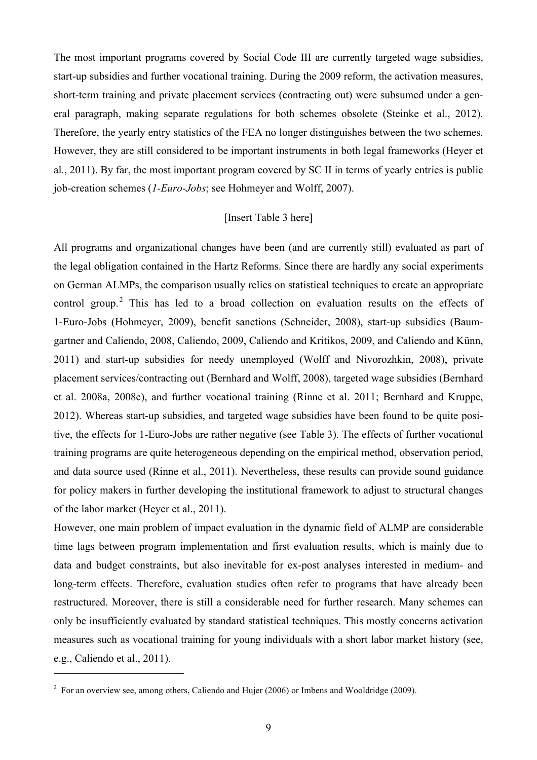The most important programs covered by Social Code III are currently targeted wage subsidies, start-up subsidies and further vocational training. During the 2009 reform, the activation measures, short-term training and private placement services (contracting out) were subsumed under a general paragraph, making separate regulations for both schemes obsolete (Steinke et al., 2012). Therefore, the yearly entry statistics of the FEA no longer distinguishes between the two schemes. However, they are still considered to be important instruments in both legal frameworks (Heyer et al., 2011). By far, the most important program covered by SC II in terms of yearly entries is public job-creation schemes (*1-Euro-Jobs*; see Hohmeyer and Wolff, 2007).

[Insert Table 3 here]

All programs and organizational changes have been (and are currently still) evaluated as part of the legal obligation contained in the Hartz Reforms. Since there are hardly any social experiments on German ALMPs, the comparison usually relies on statistical techniques to create an appropriate control group.[2] This has led to a broad collection on evaluation results on the effects of 1-Euro-Jobs (Hohmeyer, 2009), benefit sanctions (Schneider, 2008), start-up subsidies (Baumgartner and Caliendo, 2008, Caliendo, 2009, Caliendo and Kritikos, 2009, and Caliendo and Künn, 2011) and start-up subsidies for needy unemployed (Wolff and Nivorozhkin, 2008), private placement services/contracting out (Bernhard and Wolff, 2008), targeted wage subsidies (Bernhard et al. 2008a, 2008c), and further vocational training (Rinne et al. 2011; Bernhard and Kruppe, 2012). Whereas start-up subsidies, and targeted wage subsidies have been found to be quite positive, the effects for 1-Euro-Jobs are rather negative (see Table 3). The effects of further vocational training programs are quite heterogeneous depending on the empirical method, observation period, and data source used (Rinne et al., 2011). Nevertheless, these results can provide sound guidance for policy makers in further developing the institutional framework to adjust to structural changes of the labor market (Heyer et al., 2011).

However, one main problem of impact evaluation in the dynamic field of ALMP are considerable time lags between program implementation and first evaluation results, which is mainly due to data and budget constraints, but also inevitable for ex-post analyses interested in medium- and long-term effects. Therefore, evaluation studies often refer to programs that have already been restructured. Moreover, there is still a considerable need for further research. Many schemes can only be insufficiently evaluated by standard statistical techniques. This mostly concerns activation measures such as vocational training for young individuals with a short labor market history (see, e.g., Caliendo et al., 2011).

[2] For an overview see, among others, Caliendo and Hujer (2006) or Imbens and Wooldridge (2009).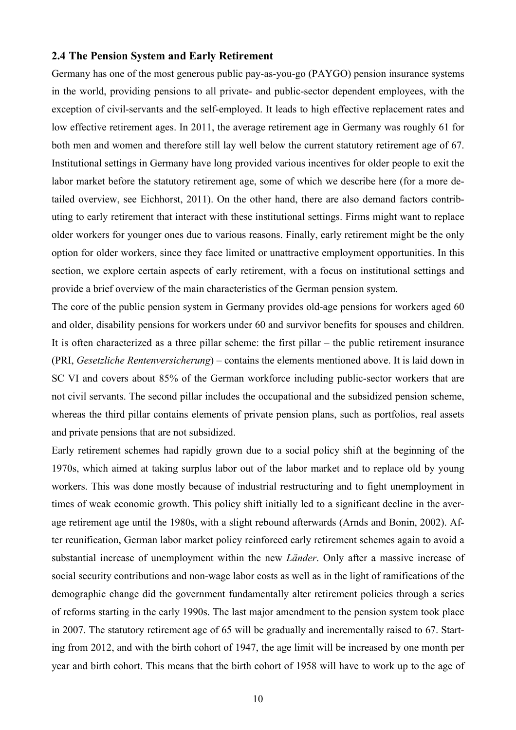### 2.4 The Pension System and Early Retirement

Germany has one of the most generous public pay-as-you-go (PAYGO) pension insurance systems in the world, providing pensions to all private- and public-sector dependent employees, with the exception of civil-servants and the self-employed. It leads to high effective replacement rates and low effective retirement ages. In 2011, the average retirement age in Germany was roughly 61 for both men and women and therefore still lay well below the current statutory retirement age of 67. Institutional settings in Germany have long provided various incentives for older people to exit the labor market before the statutory retirement age, some of which we describe here (for a more detailed overview, see Eichhorst, 2011). On the other hand, there are also demand factors contributing to early retirement that interact with these institutional settings. Firms might want to replace older workers for younger ones due to various reasons. Finally, early retirement might be the only option for older workers, since they face limited or unattractive employment opportunities. In this section, we explore certain aspects of early retirement, with a focus on institutional settings and provide a brief overview of the main characteristics of the German pension system.

The core of the public pension system in Germany provides old-age pensions for workers aged 60 and older, disability pensions for workers under 60 and survivor benefits for spouses and children. It is often characterized as a three pillar scheme: the first pillar – the public retirement insurance (PRI, *Gesetzliche Rentenversicherung*) – contains the elements mentioned above. It is laid down in SC VI and covers about 85% of the German workforce including public-sector workers that are not civil servants. The second pillar includes the occupational and the subsidized pension scheme, whereas the third pillar contains elements of private pension plans, such as portfolios, real assets and private pensions that are not subsidized.

Early retirement schemes had rapidly grown due to a social policy shift at the beginning of the 1970s, which aimed at taking surplus labor out of the labor market and to replace old by young workers. This was done mostly because of industrial restructuring and to fight unemployment in times of weak economic growth. This policy shift initially led to a significant decline in the average retirement age until the 1980s, with a slight rebound afterwards (Arnds and Bonin, 2002). After reunification, German labor market policy reinforced early retirement schemes again to avoid a substantial increase of unemployment within the new *Länder*. Only after a massive increase of social security contributions and non-wage labor costs as well as in the light of ramifications of the demographic change did the government fundamentally alter retirement policies through a series of reforms starting in the early 1990s. The last major amendment to the pension system took place in 2007. The statutory retirement age of 65 will be gradually and incrementally raised to 67. Starting from 2012, and with the birth cohort of 1947, the age limit will be increased by one month per year and birth cohort. This means that the birth cohort of 1958 will have to work up to the age of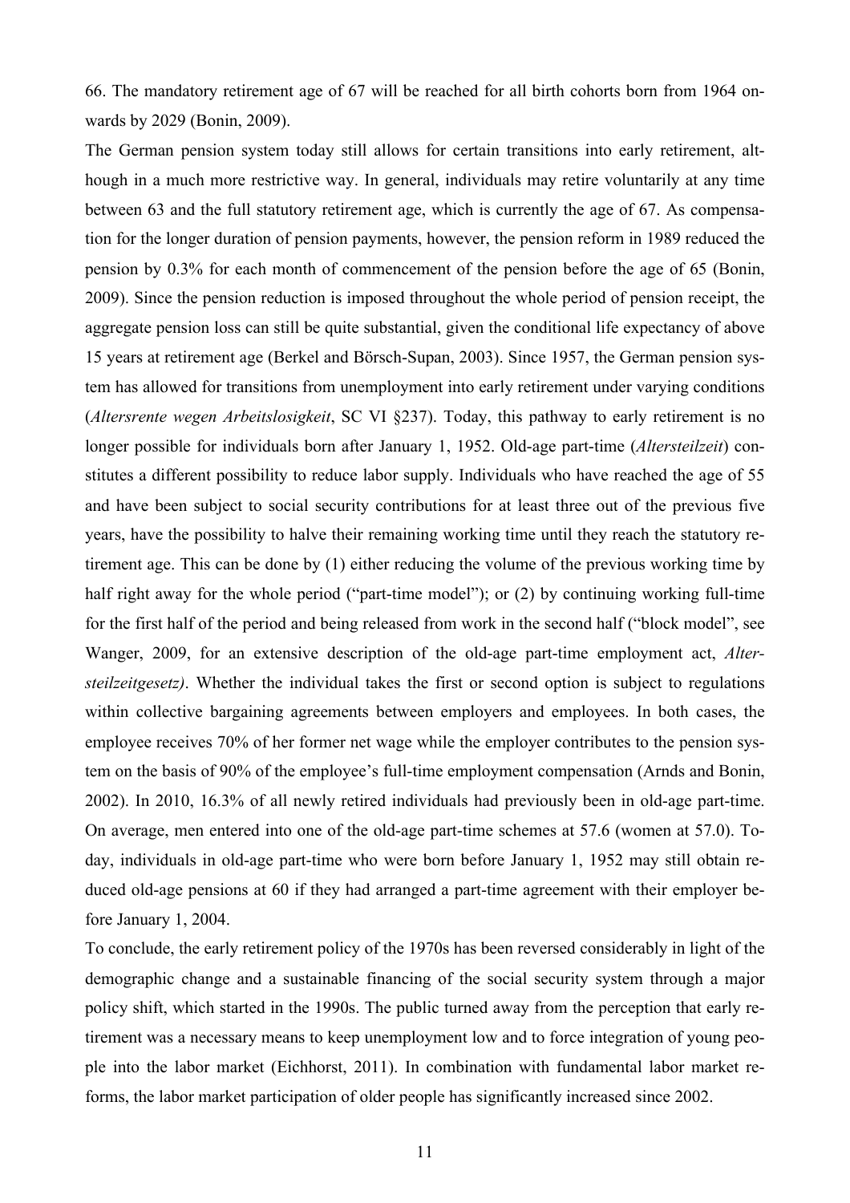66. The mandatory retirement age of 67 will be reached for all birth cohorts born from 1964 onwards by 2029 (Bonin, 2009).

The German pension system today still allows for certain transitions into early retirement, although in a much more restrictive way. In general, individuals may retire voluntarily at any time between 63 and the full statutory retirement age, which is currently the age of 67. As compensation for the longer duration of pension payments, however, the pension reform in 1989 reduced the pension by 0.3% for each month of commencement of the pension before the age of 65 (Bonin, 2009). Since the pension reduction is imposed throughout the whole period of pension receipt, the aggregate pension loss can still be quite substantial, given the conditional life expectancy of above 15 years at retirement age (Berkel and Börsch-Supan, 2003). Since 1957, the German pension system has allowed for transitions from unemployment into early retirement under varying conditions (*Altersrente wegen Arbeitslosigkeit*, SC VI §237). Today, this pathway to early retirement is no longer possible for individuals born after January 1, 1952. Old-age part-time (*Altersteilzeit*) constitutes a different possibility to reduce labor supply. Individuals who have reached the age of 55 and have been subject to social security contributions for at least three out of the previous five years, have the possibility to halve their remaining working time until they reach the statutory retirement age. This can be done by (1) either reducing the volume of the previous working time by half right away for the whole period ("part-time model"); or (2) by continuing working full-time for the first half of the period and being released from work in the second half ("block model", see Wanger, 2009, for an extensive description of the old-age part-time employment act, *Altersteilzeitgesetz)*. Whether the individual takes the first or second option is subject to regulations within collective bargaining agreements between employers and employees. In both cases, the employee receives 70% of her former net wage while the employer contributes to the pension system on the basis of 90% of the employee's full-time employment compensation (Arnds and Bonin, 2002). In 2010, 16.3% of all newly retired individuals had previously been in old-age part-time. On average, men entered into one of the old-age part-time schemes at 57.6 (women at 57.0). Today, individuals in old-age part-time who were born before January 1, 1952 may still obtain reduced old-age pensions at 60 if they had arranged a part-time agreement with their employer before January 1, 2004.

To conclude, the early retirement policy of the 1970s has been reversed considerably in light of the demographic change and a sustainable financing of the social security system through a major policy shift, which started in the 1990s. The public turned away from the perception that early retirement was a necessary means to keep unemployment low and to force integration of young people into the labor market (Eichhorst, 2011). In combination with fundamental labor market reforms, the labor market participation of older people has significantly increased since 2002.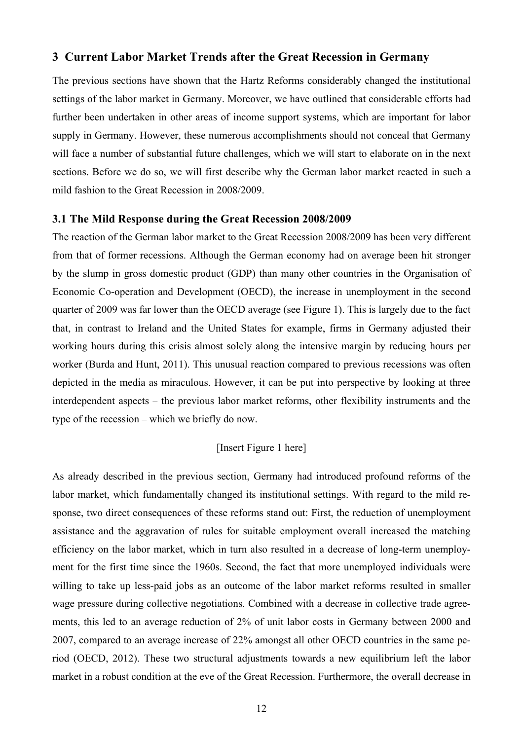## 3 Current Labor Market Trends after the Great Recession in Germany

The previous sections have shown that the Hartz Reforms considerably changed the institutional settings of the labor market in Germany. Moreover, we have outlined that considerable efforts had further been undertaken in other areas of income support systems, which are important for labor supply in Germany. However, these numerous accomplishments should not conceal that Germany will face a number of substantial future challenges, which we will start to elaborate on in the next sections. Before we do so, we will first describe why the German labor market reacted in such a mild fashion to the Great Recession in 2008/2009.

### 3.1 The Mild Response during the Great Recession 2008/2009

The reaction of the German labor market to the Great Recession 2008/2009 has been very different from that of former recessions. Although the German economy had on average been hit stronger by the slump in gross domestic product (GDP) than many other countries in the Organisation of Economic Co-operation and Development (OECD), the increase in unemployment in the second quarter of 2009 was far lower than the OECD average (see Figure 1). This is largely due to the fact that, in contrast to Ireland and the United States for example, firms in Germany adjusted their working hours during this crisis almost solely along the intensive margin by reducing hours per worker (Burda and Hunt, 2011). This unusual reaction compared to previous recessions was often depicted in the media as miraculous. However, it can be put into perspective by looking at three interdependent aspects – the previous labor market reforms, other flexibility instruments and the type of the recession – which we briefly do now.

[Insert Figure 1 here]

As already described in the previous section, Germany had introduced profound reforms of the labor market, which fundamentally changed its institutional settings. With regard to the mild response, two direct consequences of these reforms stand out: First, the reduction of unemployment assistance and the aggravation of rules for suitable employment overall increased the matching efficiency on the labor market, which in turn also resulted in a decrease of long-term unemployment for the first time since the 1960s. Second, the fact that more unemployed individuals were willing to take up less-paid jobs as an outcome of the labor market reforms resulted in smaller wage pressure during collective negotiations. Combined with a decrease in collective trade agreements, this led to an average reduction of 2% of unit labor costs in Germany between 2000 and 2007, compared to an average increase of 22% amongst all other OECD countries in the same period (OECD, 2012). These two structural adjustments towards a new equilibrium left the labor market in a robust condition at the eve of the Great Recession. Furthermore, the overall decrease in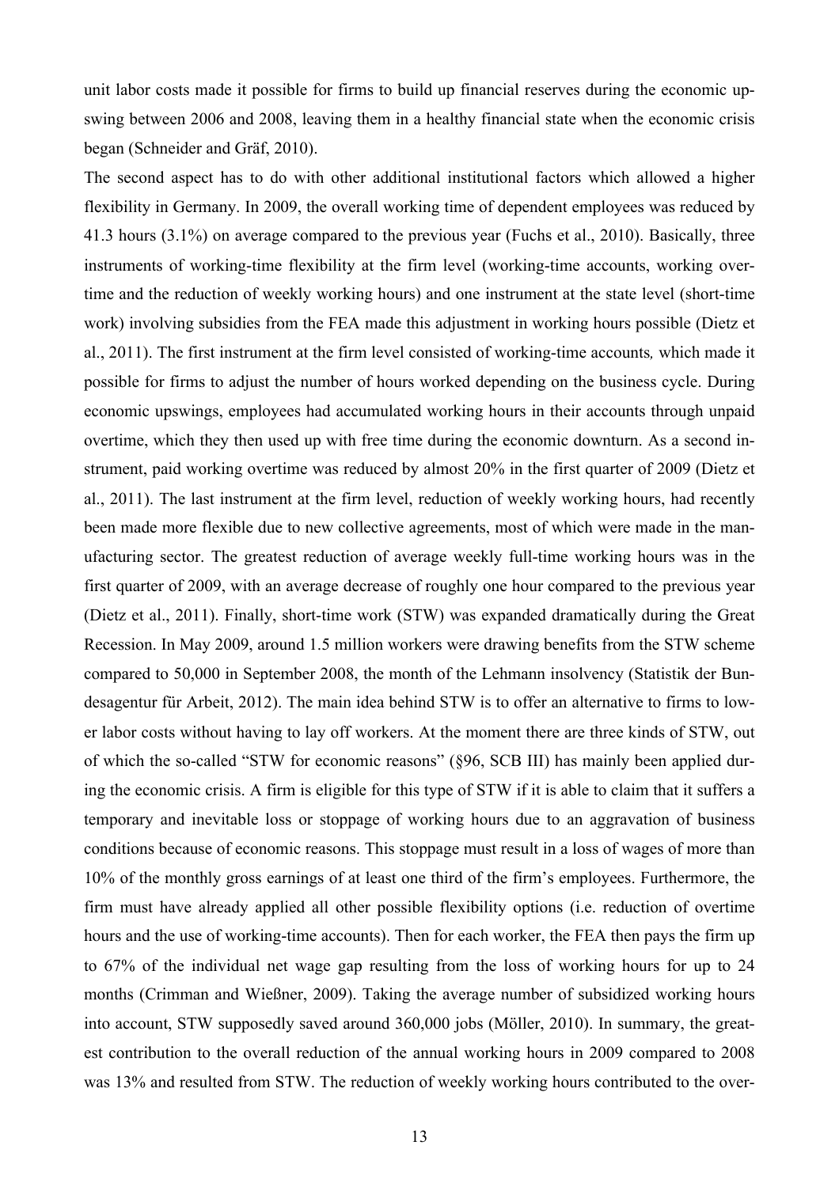unit labor costs made it possible for firms to build up financial reserves during the economic upswing between 2006 and 2008, leaving them in a healthy financial state when the economic crisis began (Schneider and Gräf, 2010).

The second aspect has to do with other additional institutional factors which allowed a higher flexibility in Germany. In 2009, the overall working time of dependent employees was reduced by 41.3 hours (3.1%) on average compared to the previous year (Fuchs et al., 2010). Basically, three instruments of working-time flexibility at the firm level (working-time accounts, working overtime and the reduction of weekly working hours) and one instrument at the state level (short-time work) involving subsidies from the FEA made this adjustment in working hours possible (Dietz et al., 2011). The first instrument at the firm level consisted of working-time accounts*,* which made it possible for firms to adjust the number of hours worked depending on the business cycle. During economic upswings, employees had accumulated working hours in their accounts through unpaid overtime, which they then used up with free time during the economic downturn. As a second instrument, paid working overtime was reduced by almost 20% in the first quarter of 2009 (Dietz et al., 2011). The last instrument at the firm level, reduction of weekly working hours, had recently been made more flexible due to new collective agreements, most of which were made in the manufacturing sector. The greatest reduction of average weekly full-time working hours was in the first quarter of 2009, with an average decrease of roughly one hour compared to the previous year (Dietz et al., 2011). Finally, short-time work (STW) was expanded dramatically during the Great Recession. In May 2009, around 1.5 million workers were drawing benefits from the STW scheme compared to 50,000 in September 2008, the month of the Lehmann insolvency (Statistik der Bundesagentur für Arbeit, 2012). The main idea behind STW is to offer an alternative to firms to lower labor costs without having to lay off workers. At the moment there are three kinds of STW, out of which the so-called "STW for economic reasons" (§96, SCB III) has mainly been applied during the economic crisis. A firm is eligible for this type of STW if it is able to claim that it suffers a temporary and inevitable loss or stoppage of working hours due to an aggravation of business conditions because of economic reasons. This stoppage must result in a loss of wages of more than 10% of the monthly gross earnings of at least one third of the firm's employees. Furthermore, the firm must have already applied all other possible flexibility options (i.e. reduction of overtime hours and the use of working-time accounts). Then for each worker, the FEA then pays the firm up to 67% of the individual net wage gap resulting from the loss of working hours for up to 24 months (Crimman and Wießner, 2009). Taking the average number of subsidized working hours into account, STW supposedly saved around 360,000 jobs (Möller, 2010). In summary, the greatest contribution to the overall reduction of the annual working hours in 2009 compared to 2008 was 13% and resulted from STW. The reduction of weekly working hours contributed to the over-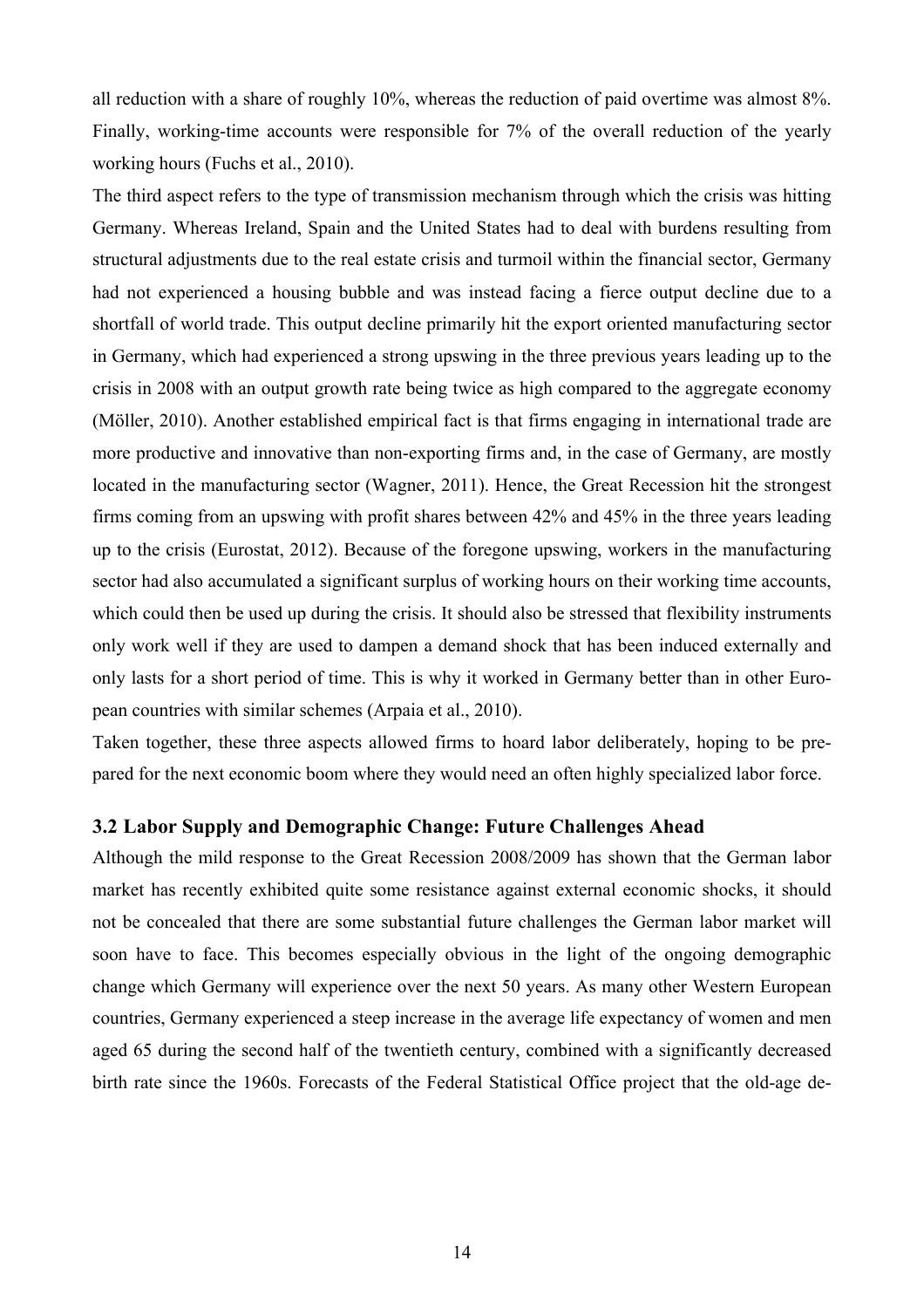all reduction with a share of roughly 10%, whereas the reduction of paid overtime was almost 8%. Finally, working-time accounts were responsible for 7% of the overall reduction of the yearly working hours (Fuchs et al., 2010).

The third aspect refers to the type of transmission mechanism through which the crisis was hitting Germany. Whereas Ireland, Spain and the United States had to deal with burdens resulting from structural adjustments due to the real estate crisis and turmoil within the financial sector, Germany had not experienced a housing bubble and was instead facing a fierce output decline due to a shortfall of world trade. This output decline primarily hit the export oriented manufacturing sector in Germany, which had experienced a strong upswing in the three previous years leading up to the crisis in 2008 with an output growth rate being twice as high compared to the aggregate economy (Möller, 2010). Another established empirical fact is that firms engaging in international trade are more productive and innovative than non-exporting firms and, in the case of Germany, are mostly located in the manufacturing sector (Wagner, 2011). Hence, the Great Recession hit the strongest firms coming from an upswing with profit shares between 42% and 45% in the three years leading up to the crisis (Eurostat, 2012). Because of the foregone upswing, workers in the manufacturing sector had also accumulated a significant surplus of working hours on their working time accounts, which could then be used up during the crisis. It should also be stressed that flexibility instruments only work well if they are used to dampen a demand shock that has been induced externally and only lasts for a short period of time. This is why it worked in Germany better than in other European countries with similar schemes (Arpaia et al., 2010).

Taken together, these three aspects allowed firms to hoard labor deliberately, hoping to be prepared for the next economic boom where they would need an often highly specialized labor force.

### 3.2 Labor Supply and Demographic Change: Future Challenges Ahead

Although the mild response to the Great Recession 2008/2009 has shown that the German labor market has recently exhibited quite some resistance against external economic shocks, it should not be concealed that there are some substantial future challenges the German labor market will soon have to face. This becomes especially obvious in the light of the ongoing demographic change which Germany will experience over the next 50 years. As many other Western European countries, Germany experienced a steep increase in the average life expectancy of women and men aged 65 during the second half of the twentieth century, combined with a significantly decreased birth rate since the 1960s. Forecasts of the Federal Statistical Office project that the old-age de-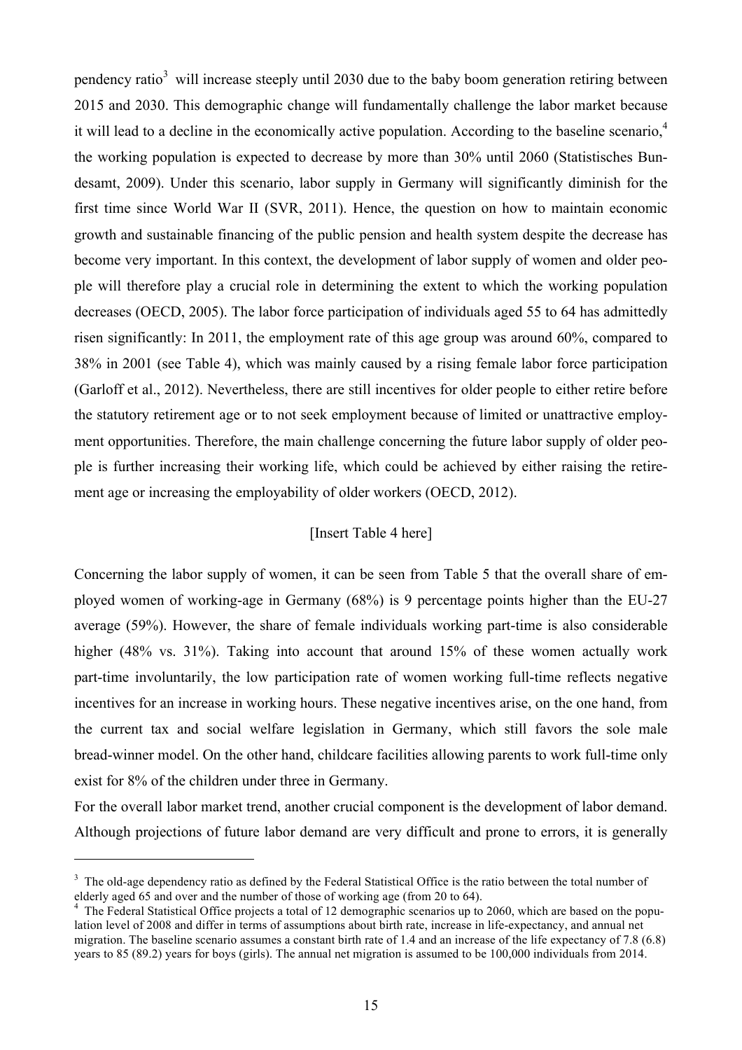pendency ratio[3] will increase steeply until 2030 due to the baby boom generation retiring between 2015 and 2030. This demographic change will fundamentally challenge the labor market because it will lead to a decline in the economically active population. According to the baseline scenario,[4] the working population is expected to decrease by more than 30% until 2060 (Statistisches Bundesamt, 2009). Under this scenario, labor supply in Germany will significantly diminish for the first time since World War II (SVR, 2011). Hence, the question on how to maintain economic growth and sustainable financing of the public pension and health system despite the decrease has become very important. In this context, the development of labor supply of women and older people will therefore play a crucial role in determining the extent to which the working population decreases (OECD, 2005). The labor force participation of individuals aged 55 to 64 has admittedly risen significantly: In 2011, the employment rate of this age group was around 60%, compared to 38% in 2001 (see Table 4), which was mainly caused by a rising female labor force participation (Garloff et al., 2012). Nevertheless, there are still incentives for older people to either retire before the statutory retirement age or to not seek employment because of limited or unattractive employment opportunities. Therefore, the main challenge concerning the future labor supply of older people is further increasing their working life, which could be achieved by either raising the retirement age or increasing the employability of older workers (OECD, 2012).

[Insert Table 4 here]

Concerning the labor supply of women, it can be seen from Table 5 that the overall share of employed women of working-age in Germany (68%) is 9 percentage points higher than the EU-27 average (59%). However, the share of female individuals working part-time is also considerable higher (48% vs. 31%). Taking into account that around 15% of these women actually work part-time involuntarily, the low participation rate of women working full-time reflects negative incentives for an increase in working hours. These negative incentives arise, on the one hand, from the current tax and social welfare legislation in Germany, which still favors the sole male bread-winner model. On the other hand, childcare facilities allowing parents to work full-time only exist for 8% of the children under three in Germany.

For the overall labor market trend, another crucial component is the development of labor demand. Although projections of future labor demand are very difficult and prone to errors, it is generally

---

[3] The old-age dependency ratio as defined by the Federal Statistical Office is the ratio between the total number of elderly aged 65 and over and the number of those of working age (from 20 to 64).

[4] The Federal Statistical Office projects a total of 12 demographic scenarios up to 2060, which are based on the population level of 2008 and differ in terms of assumptions about birth rate, increase in life-expectancy, and annual net migration. The baseline scenario assumes a constant birth rate of 1.4 and an increase of the life expectancy of 7.8 (6.8) years to 85 (89.2) years for boys (girls). The annual net migration is assumed to be 100,000 individuals from 2014.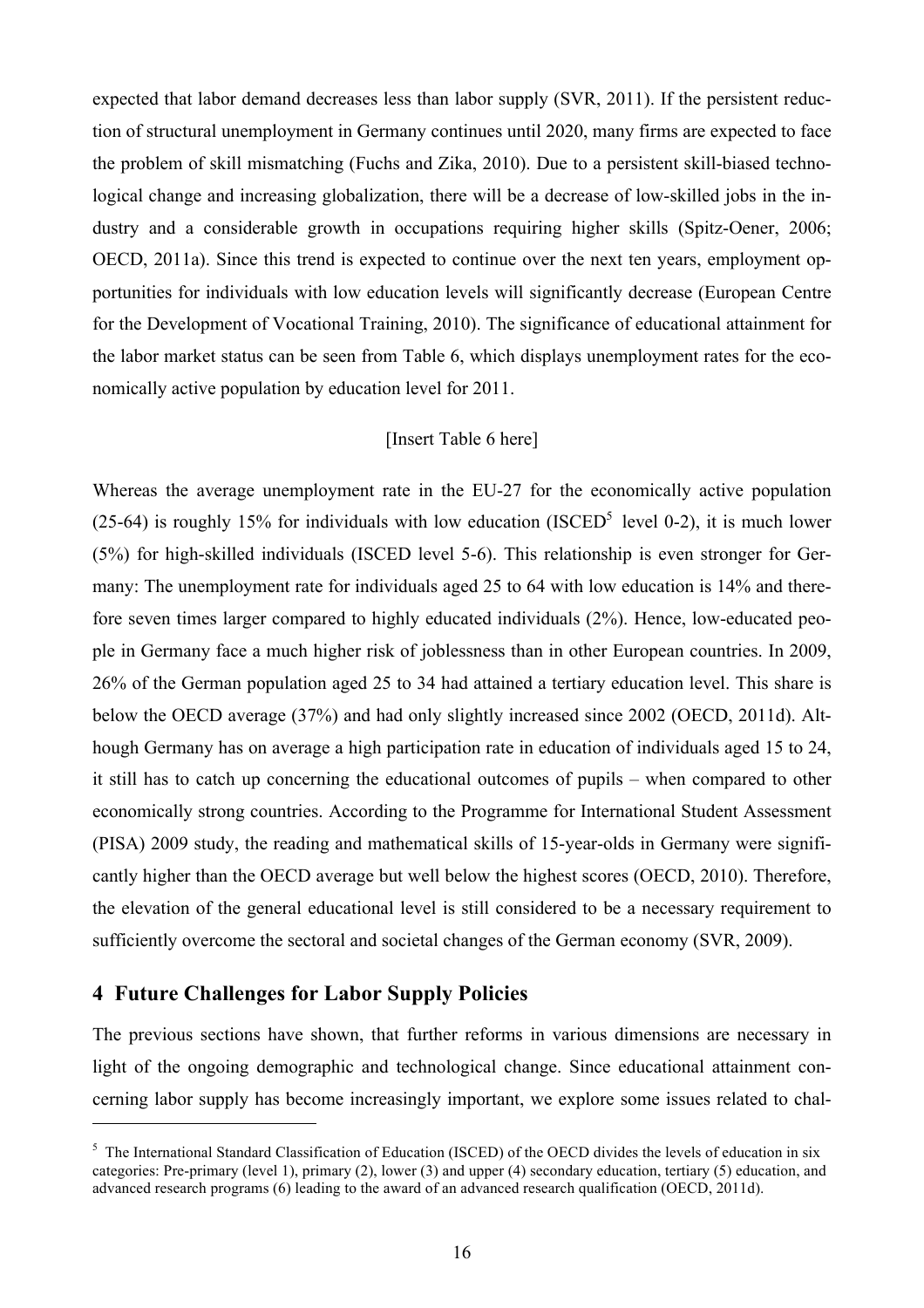expected that labor demand decreases less than labor supply (SVR, 2011). If the persistent reduction of structural unemployment in Germany continues until 2020, many firms are expected to face the problem of skill mismatching (Fuchs and Zika, 2010). Due to a persistent skill-biased technological change and increasing globalization, there will be a decrease of low-skilled jobs in the industry and a considerable growth in occupations requiring higher skills (Spitz-Oener, 2006; OECD, 2011a). Since this trend is expected to continue over the next ten years, employment opportunities for individuals with low education levels will significantly decrease (European Centre for the Development of Vocational Training, 2010). The significance of educational attainment for the labor market status can be seen from Table 6, which displays unemployment rates for the economically active population by education level for 2011.

[Insert Table 6 here]

Whereas the average unemployment rate in the EU-27 for the economically active population (25-64) is roughly 15% for individuals with low education (ISCED[5] level 0-2), it is much lower (5%) for high-skilled individuals (ISCED level 5-6). This relationship is even stronger for Germany: The unemployment rate for individuals aged 25 to 64 with low education is 14% and therefore seven times larger compared to highly educated individuals (2%). Hence, low-educated people in Germany face a much higher risk of joblessness than in other European countries. In 2009, 26% of the German population aged 25 to 34 had attained a tertiary education level. This share is below the OECD average (37%) and had only slightly increased since 2002 (OECD, 2011d). Although Germany has on average a high participation rate in education of individuals aged 15 to 24, it still has to catch up concerning the educational outcomes of pupils – when compared to other economically strong countries. According to the Programme for International Student Assessment (PISA) 2009 study, the reading and mathematical skills of 15-year-olds in Germany were significantly higher than the OECD average but well below the highest scores (OECD, 2010). Therefore, the elevation of the general educational level is still considered to be a necessary requirement to sufficiently overcome the sectoral and societal changes of the German economy (SVR, 2009).

## 4 Future Challenges for Labor Supply Policies

The previous sections have shown, that further reforms in various dimensions are necessary in light of the ongoing demographic and technological change. Since educational attainment concerning labor supply has become increasingly important, we explore some issues related to chal-

[5] The International Standard Classification of Education (ISCED) of the OECD divides the levels of education in six categories: Pre-primary (level 1), primary (2), lower (3) and upper (4) secondary education, tertiary (5) education, and advanced research programs (6) leading to the award of an advanced research qualification (OECD, 2011d).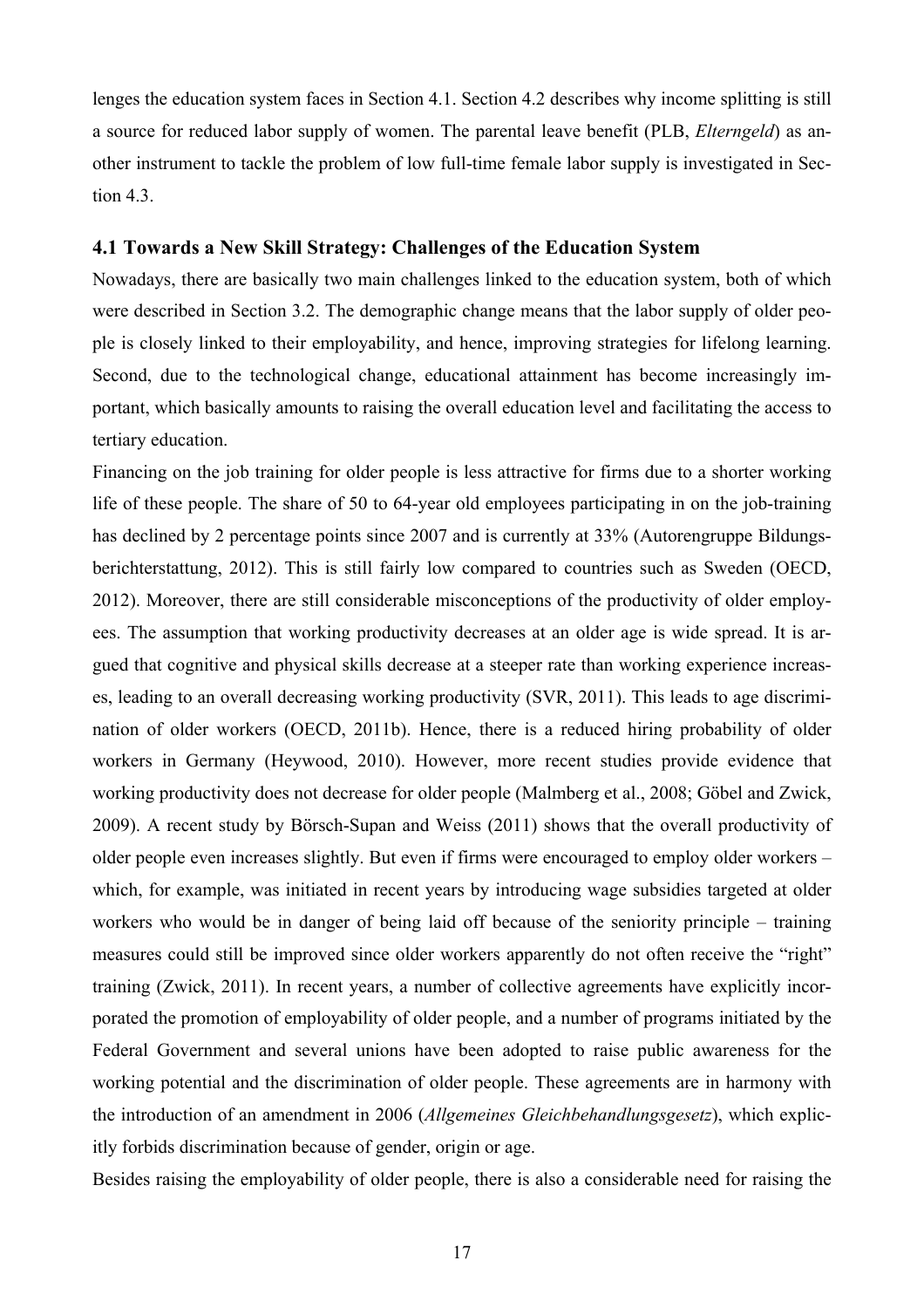lenges the education system faces in Section 4.1. Section 4.2 describes why income splitting is still a source for reduced labor supply of women. The parental leave benefit (PLB, *Elterngeld*) as another instrument to tackle the problem of low full-time female labor supply is investigated in Section 4.3.

### 4.1 Towards a New Skill Strategy: Challenges of the Education System

Nowadays, there are basically two main challenges linked to the education system, both of which were described in Section 3.2. The demographic change means that the labor supply of older people is closely linked to their employability, and hence, improving strategies for lifelong learning. Second, due to the technological change, educational attainment has become increasingly important, which basically amounts to raising the overall education level and facilitating the access to tertiary education.

Financing on the job training for older people is less attractive for firms due to a shorter working life of these people. The share of 50 to 64-year old employees participating in on the job-training has declined by 2 percentage points since 2007 and is currently at 33% (Autorengruppe Bildungsberichterstattung, 2012). This is still fairly low compared to countries such as Sweden (OECD, 2012). Moreover, there are still considerable misconceptions of the productivity of older employees. The assumption that working productivity decreases at an older age is wide spread. It is argued that cognitive and physical skills decrease at a steeper rate than working experience increases, leading to an overall decreasing working productivity (SVR, 2011). This leads to age discrimination of older workers (OECD, 2011b). Hence, there is a reduced hiring probability of older workers in Germany (Heywood, 2010). However, more recent studies provide evidence that working productivity does not decrease for older people (Malmberg et al., 2008; Göbel and Zwick, 2009). A recent study by Börsch-Supan and Weiss (2011) shows that the overall productivity of older people even increases slightly. But even if firms were encouraged to employ older workers – which, for example, was initiated in recent years by introducing wage subsidies targeted at older workers who would be in danger of being laid off because of the seniority principle – training measures could still be improved since older workers apparently do not often receive the "right" training (Zwick, 2011). In recent years, a number of collective agreements have explicitly incorporated the promotion of employability of older people, and a number of programs initiated by the Federal Government and several unions have been adopted to raise public awareness for the working potential and the discrimination of older people. These agreements are in harmony with the introduction of an amendment in 2006 (*Allgemeines Gleichbehandlungsgesetz*), which explicitly forbids discrimination because of gender, origin or age.

Besides raising the employability of older people, there is also a considerable need for raising the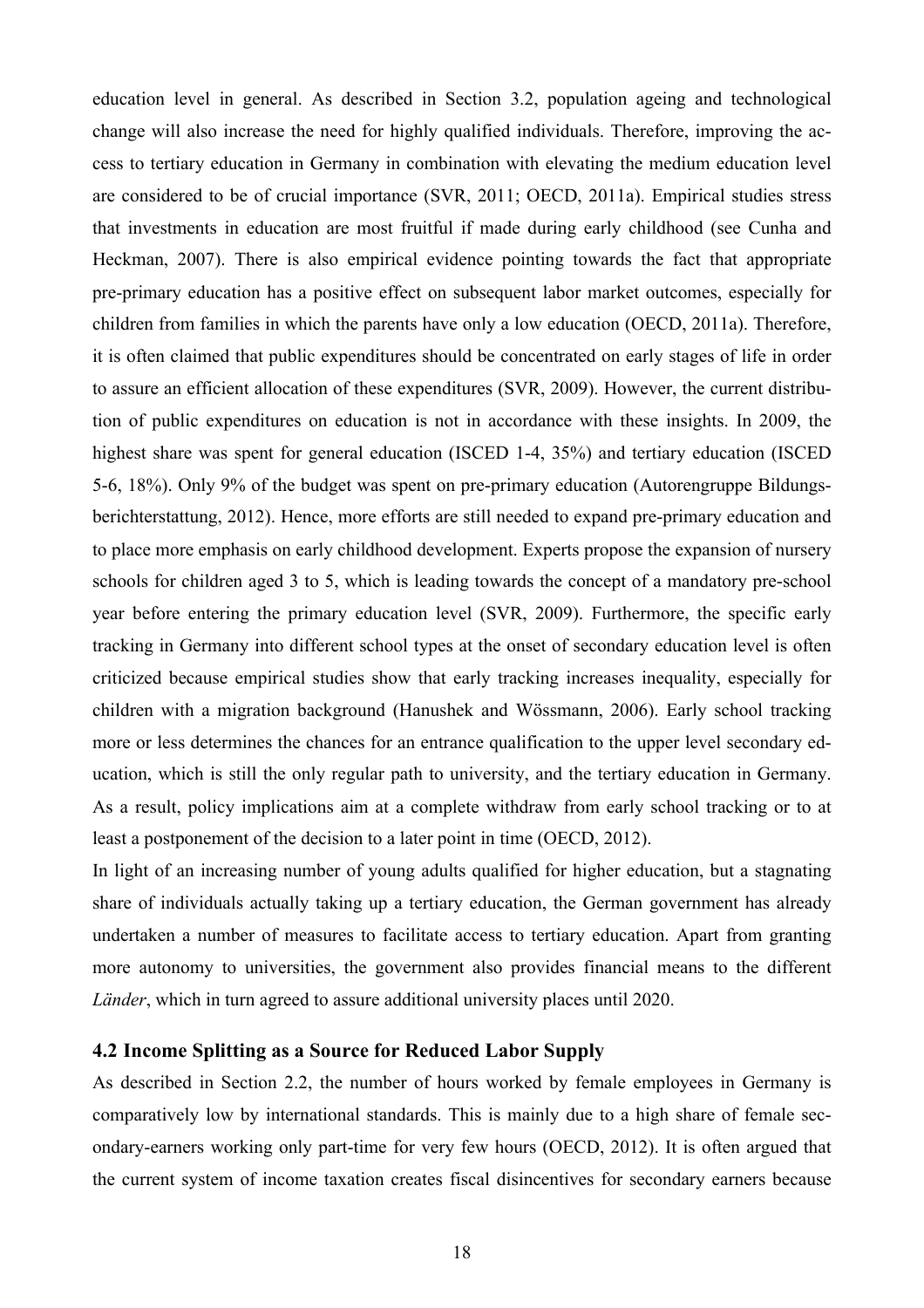education level in general. As described in Section 3.2, population ageing and technological change will also increase the need for highly qualified individuals. Therefore, improving the access to tertiary education in Germany in combination with elevating the medium education level are considered to be of crucial importance (SVR, 2011; OECD, 2011a). Empirical studies stress that investments in education are most fruitful if made during early childhood (see Cunha and Heckman, 2007). There is also empirical evidence pointing towards the fact that appropriate pre-primary education has a positive effect on subsequent labor market outcomes, especially for children from families in which the parents have only a low education (OECD, 2011a). Therefore, it is often claimed that public expenditures should be concentrated on early stages of life in order to assure an efficient allocation of these expenditures (SVR, 2009). However, the current distribution of public expenditures on education is not in accordance with these insights. In 2009, the highest share was spent for general education (ISCED 1-4, 35%) and tertiary education (ISCED 5-6, 18%). Only 9% of the budget was spent on pre-primary education (Autorengruppe Bildungsberichterstattung, 2012). Hence, more efforts are still needed to expand pre-primary education and to place more emphasis on early childhood development. Experts propose the expansion of nursery schools for children aged 3 to 5, which is leading towards the concept of a mandatory pre-school year before entering the primary education level (SVR, 2009). Furthermore, the specific early tracking in Germany into different school types at the onset of secondary education level is often criticized because empirical studies show that early tracking increases inequality, especially for children with a migration background (Hanushek and Wössmann, 2006). Early school tracking more or less determines the chances for an entrance qualification to the upper level secondary education, which is still the only regular path to university, and the tertiary education in Germany. As a result, policy implications aim at a complete withdraw from early school tracking or to at least a postponement of the decision to a later point in time (OECD, 2012).

In light of an increasing number of young adults qualified for higher education, but a stagnating share of individuals actually taking up a tertiary education, the German government has already undertaken a number of measures to facilitate access to tertiary education. Apart from granting more autonomy to universities, the government also provides financial means to the different *Länder*, which in turn agreed to assure additional university places until 2020.

## 4.2 Income Splitting as a Source for Reduced Labor Supply

As described in Section 2.2, the number of hours worked by female employees in Germany is comparatively low by international standards. This is mainly due to a high share of female secondary-earners working only part-time for very few hours (OECD, 2012). It is often argued that the current system of income taxation creates fiscal disincentives for secondary earners because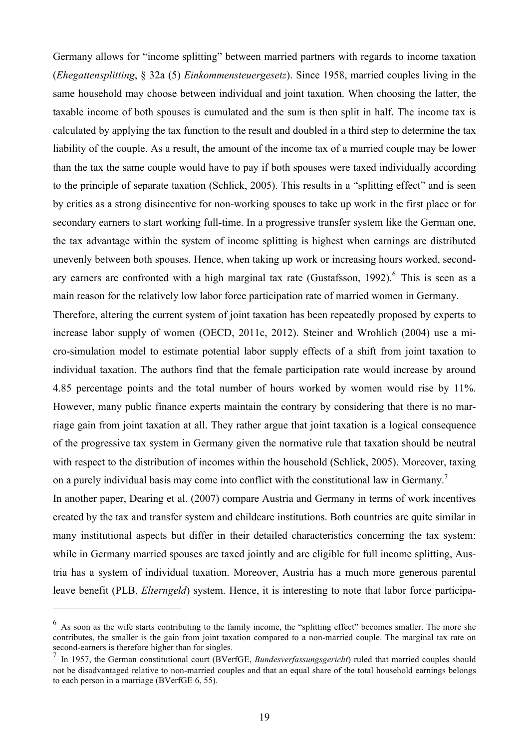Germany allows for "income splitting" between married partners with regards to income taxation (*Ehegattensplitting*, § 32a (5) *Einkommensteuergesetz*). Since 1958, married couples living in the same household may choose between individual and joint taxation. When choosing the latter, the taxable income of both spouses is cumulated and the sum is then split in half. The income tax is calculated by applying the tax function to the result and doubled in a third step to determine the tax liability of the couple. As a result, the amount of the income tax of a married couple may be lower than the tax the same couple would have to pay if both spouses were taxed individually according to the principle of separate taxation (Schlick, 2005). This results in a "splitting effect" and is seen by critics as a strong disincentive for non-working spouses to take up work in the first place or for secondary earners to start working full-time. In a progressive transfer system like the German one, the tax advantage within the system of income splitting is highest when earnings are distributed unevenly between both spouses. Hence, when taking up work or increasing hours worked, secondary earners are confronted with a high marginal tax rate (Gustafsson, 1992).[6] This is seen as a main reason for the relatively low labor force participation rate of married women in Germany.

Therefore, altering the current system of joint taxation has been repeatedly proposed by experts to increase labor supply of women (OECD, 2011c, 2012). Steiner and Wrohlich (2004) use a micro-simulation model to estimate potential labor supply effects of a shift from joint taxation to individual taxation. The authors find that the female participation rate would increase by around 4.85 percentage points and the total number of hours worked by women would rise by 11%. However, many public finance experts maintain the contrary by considering that there is no marriage gain from joint taxation at all. They rather argue that joint taxation is a logical consequence of the progressive tax system in Germany given the normative rule that taxation should be neutral with respect to the distribution of incomes within the household (Schlick, 2005). Moreover, taxing on a purely individual basis may come into conflict with the constitutional law in Germany.[7]

In another paper, Dearing et al. (2007) compare Austria and Germany in terms of work incentives created by the tax and transfer system and childcare institutions. Both countries are quite similar in many institutional aspects but differ in their detailed characteristics concerning the tax system: while in Germany married spouses are taxed jointly and are eligible for full income splitting, Austria has a system of individual taxation. Moreover, Austria has a much more generous parental leave benefit (PLB, *Elterngeld*) system. Hence, it is interesting to note that labor force participa-

---

[6] As soon as the wife starts contributing to the family income, the "splitting effect" becomes smaller. The more she contributes, the smaller is the gain from joint taxation compared to a non-married couple. The marginal tax rate on second-earners is therefore higher than for singles.

[7] In 1957, the German constitutional court (BVerfGE, *Bundesverfassungsgericht*) ruled that married couples should not be disadvantaged relative to non-married couples and that an equal share of the total household earnings belongs to each person in a marriage (BVerfGE 6, 55).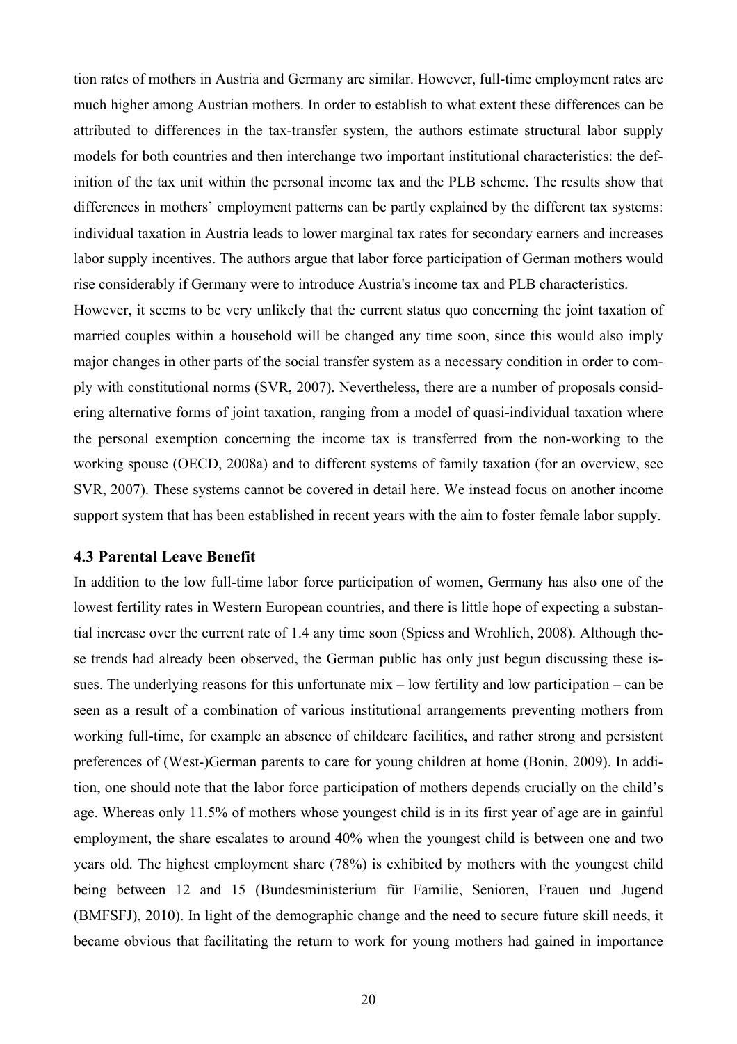tion rates of mothers in Austria and Germany are similar. However, full-time employment rates are much higher among Austrian mothers. In order to establish to what extent these differences can be attributed to differences in the tax-transfer system, the authors estimate structural labor supply models for both countries and then interchange two important institutional characteristics: the definition of the tax unit within the personal income tax and the PLB scheme. The results show that differences in mothers' employment patterns can be partly explained by the different tax systems: individual taxation in Austria leads to lower marginal tax rates for secondary earners and increases labor supply incentives. The authors argue that labor force participation of German mothers would rise considerably if Germany were to introduce Austria's income tax and PLB characteristics.

However, it seems to be very unlikely that the current status quo concerning the joint taxation of married couples within a household will be changed any time soon, since this would also imply major changes in other parts of the social transfer system as a necessary condition in order to comply with constitutional norms (SVR, 2007). Nevertheless, there are a number of proposals considering alternative forms of joint taxation, ranging from a model of quasi-individual taxation where the personal exemption concerning the income tax is transferred from the non-working to the working spouse (OECD, 2008a) and to different systems of family taxation (for an overview, see SVR, 2007). These systems cannot be covered in detail here. We instead focus on another income support system that has been established in recent years with the aim to foster female labor supply.

### 4.3 Parental Leave Benefit

In addition to the low full-time labor force participation of women, Germany has also one of the lowest fertility rates in Western European countries, and there is little hope of expecting a substantial increase over the current rate of 1.4 any time soon (Spiess and Wrohlich, 2008). Although these trends had already been observed, the German public has only just begun discussing these issues. The underlying reasons for this unfortunate mix – low fertility and low participation – can be seen as a result of a combination of various institutional arrangements preventing mothers from working full-time, for example an absence of childcare facilities, and rather strong and persistent preferences of (West-)German parents to care for young children at home (Bonin, 2009). In addition, one should note that the labor force participation of mothers depends crucially on the child's age. Whereas only 11.5% of mothers whose youngest child is in its first year of age are in gainful employment, the share escalates to around 40% when the youngest child is between one and two years old. The highest employment share (78%) is exhibited by mothers with the youngest child being between 12 and 15 (Bundesministerium für Familie, Senioren, Frauen und Jugend (BMFSFJ), 2010). In light of the demographic change and the need to secure future skill needs, it became obvious that facilitating the return to work for young mothers had gained in importance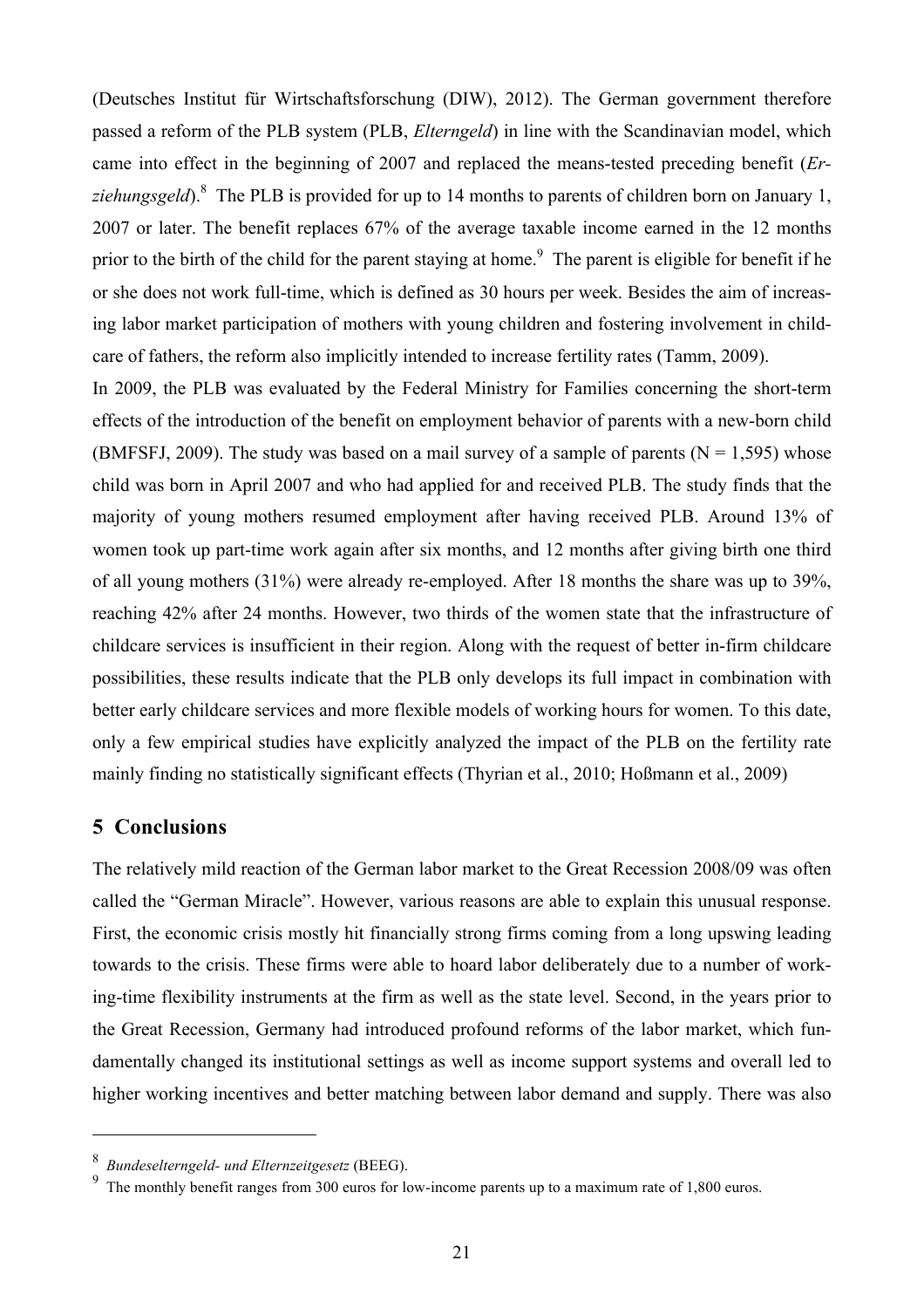(Deutsches Institut für Wirtschaftsforschung (DIW), 2012). The German government therefore passed a reform of the PLB system (PLB, *Elterngeld*) in line with the Scandinavian model, which came into effect in the beginning of 2007 and replaced the means-tested preceding benefit (*Erziehungsgeld*).[8] The PLB is provided for up to 14 months to parents of children born on January 1, 2007 or later. The benefit replaces 67% of the average taxable income earned in the 12 months prior to the birth of the child for the parent staying at home.[9] The parent is eligible for benefit if he or she does not work full-time, which is defined as 30 hours per week. Besides the aim of increasing labor market participation of mothers with young children and fostering involvement in childcare of fathers, the reform also implicitly intended to increase fertility rates (Tamm, 2009).

In 2009, the PLB was evaluated by the Federal Ministry for Families concerning the short-term effects of the introduction of the benefit on employment behavior of parents with a new-born child (BMFSFJ, 2009). The study was based on a mail survey of a sample of parents (N = 1,595) whose child was born in April 2007 and who had applied for and received PLB. The study finds that the majority of young mothers resumed employment after having received PLB. Around 13% of women took up part-time work again after six months, and 12 months after giving birth one third of all young mothers (31%) were already re-employed. After 18 months the share was up to 39%, reaching 42% after 24 months. However, two thirds of the women state that the infrastructure of childcare services is insufficient in their region. Along with the request of better in-firm childcare possibilities, these results indicate that the PLB only develops its full impact in combination with better early childcare services and more flexible models of working hours for women. To this date, only a few empirical studies have explicitly analyzed the impact of the PLB on the fertility rate mainly finding no statistically significant effects (Thyrian et al., 2010; Hoßmann et al., 2009)

## 5 Conclusions

The relatively mild reaction of the German labor market to the Great Recession 2008/09 was often called the "German Miracle". However, various reasons are able to explain this unusual response. First, the economic crisis mostly hit financially strong firms coming from a long upswing leading towards to the crisis. These firms were able to hoard labor deliberately due to a number of working-time flexibility instruments at the firm as well as the state level. Second, in the years prior to the Great Recession, Germany had introduced profound reforms of the labor market, which fundamentally changed its institutional settings as well as income support systems and overall led to higher working incentives and better matching between labor demand and supply. There was also

---

[8] *Bundeselterngeld- und Elternzeitgesetz* (BEEG).

[9] The monthly benefit ranges from 300 euros for low-income parents up to a maximum rate of 1,800 euros.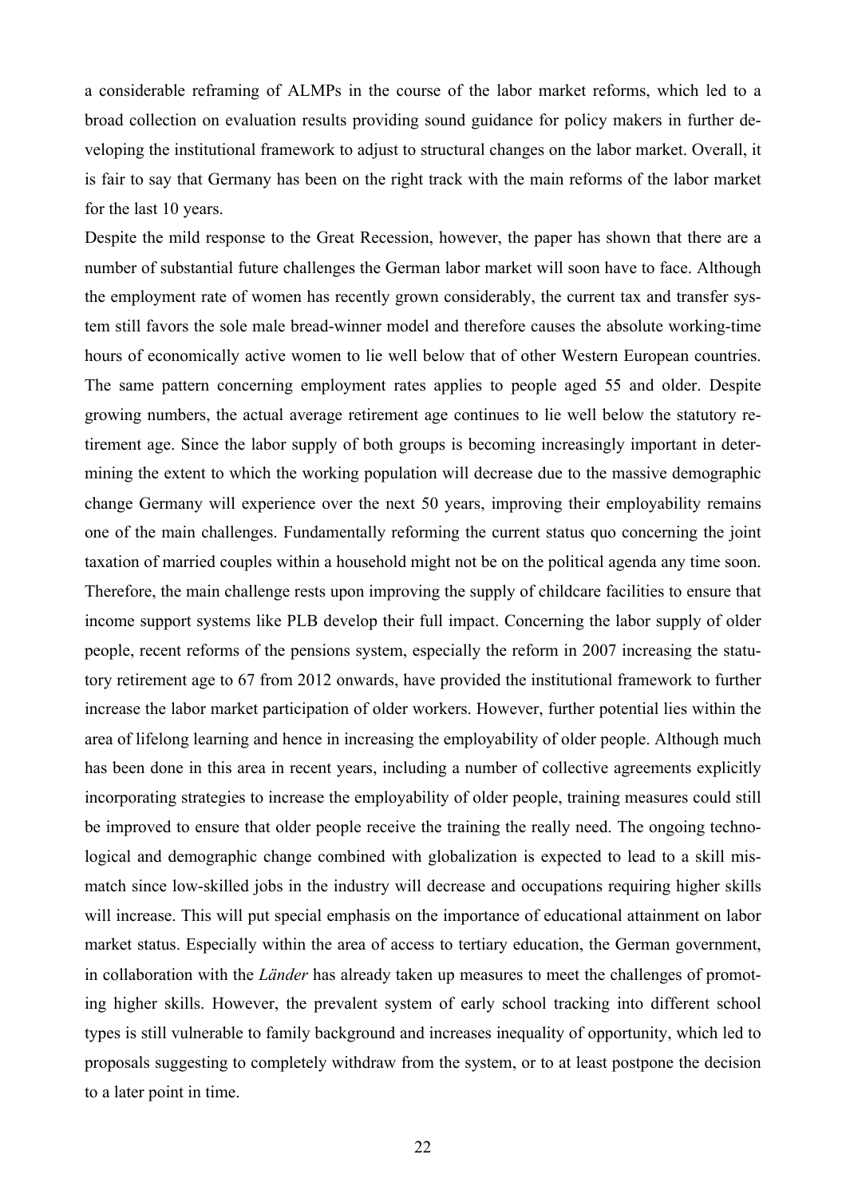a considerable reframing of ALMPs in the course of the labor market reforms, which led to a broad collection on evaluation results providing sound guidance for policy makers in further developing the institutional framework to adjust to structural changes on the labor market. Overall, it is fair to say that Germany has been on the right track with the main reforms of the labor market for the last 10 years.

Despite the mild response to the Great Recession, however, the paper has shown that there are a number of substantial future challenges the German labor market will soon have to face. Although the employment rate of women has recently grown considerably, the current tax and transfer system still favors the sole male bread-winner model and therefore causes the absolute working-time hours of economically active women to lie well below that of other Western European countries. The same pattern concerning employment rates applies to people aged 55 and older. Despite growing numbers, the actual average retirement age continues to lie well below the statutory retirement age. Since the labor supply of both groups is becoming increasingly important in determining the extent to which the working population will decrease due to the massive demographic change Germany will experience over the next 50 years, improving their employability remains one of the main challenges. Fundamentally reforming the current status quo concerning the joint taxation of married couples within a household might not be on the political agenda any time soon. Therefore, the main challenge rests upon improving the supply of childcare facilities to ensure that income support systems like PLB develop their full impact. Concerning the labor supply of older people, recent reforms of the pensions system, especially the reform in 2007 increasing the statutory retirement age to 67 from 2012 onwards, have provided the institutional framework to further increase the labor market participation of older workers. However, further potential lies within the area of lifelong learning and hence in increasing the employability of older people. Although much has been done in this area in recent years, including a number of collective agreements explicitly incorporating strategies to increase the employability of older people, training measures could still be improved to ensure that older people receive the training the really need. The ongoing technological and demographic change combined with globalization is expected to lead to a skill mismatch since low-skilled jobs in the industry will decrease and occupations requiring higher skills will increase. This will put special emphasis on the importance of educational attainment on labor market status. Especially within the area of access to tertiary education, the German government, in collaboration with the *Länder* has already taken up measures to meet the challenges of promoting higher skills. However, the prevalent system of early school tracking into different school types is still vulnerable to family background and increases inequality of opportunity, which led to proposals suggesting to completely withdraw from the system, or to at least postpone the decision to a later point in time.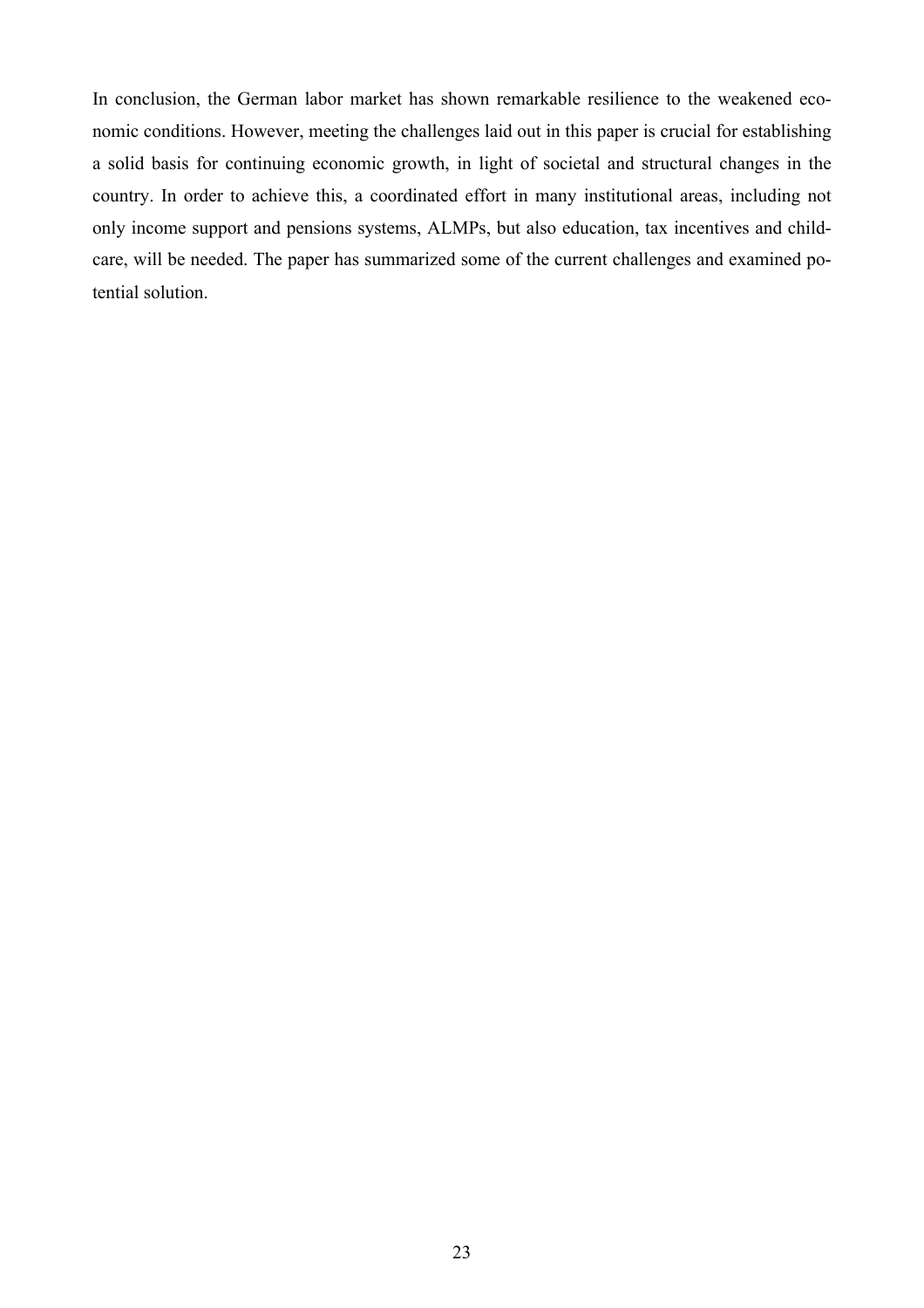In conclusion, the German labor market has shown remarkable resilience to the weakened economic conditions. However, meeting the challenges laid out in this paper is crucial for establishing a solid basis for continuing economic growth, in light of societal and structural changes in the country. In order to achieve this, a coordinated effort in many institutional areas, including not only income support and pensions systems, ALMPs, but also education, tax incentives and childcare, will be needed. The paper has summarized some of the current challenges and examined potential solution.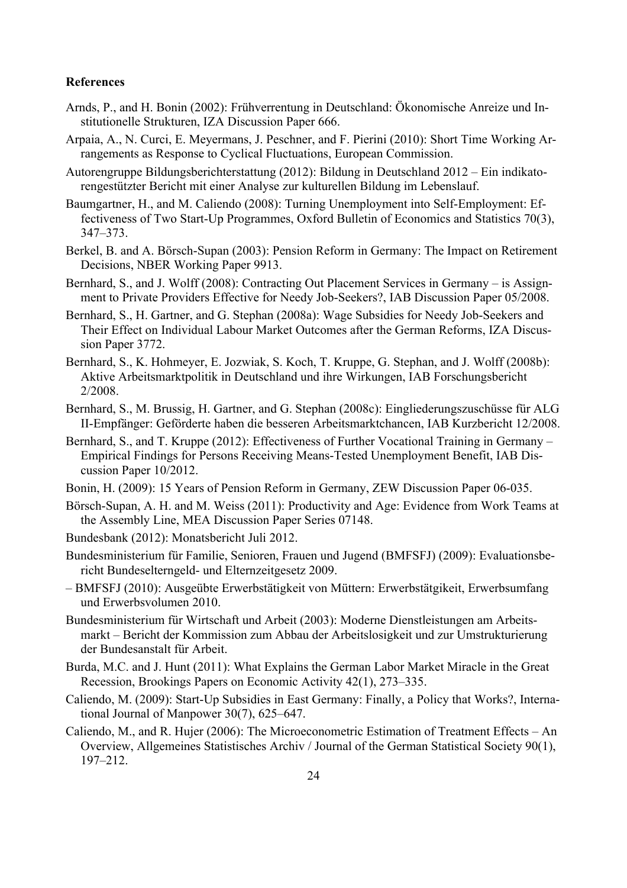**References**

Arnds, P., and H. Bonin (2002): Frühverrentung in Deutschland: Ökonomische Anreize und Institutionelle Strukturen, IZA Discussion Paper 666.

Arpaia, A., N. Curci, E. Meyermans, J. Peschner, and F. Pierini (2010): Short Time Working Arrangements as Response to Cyclical Fluctuations, European Commission.

Autorengruppe Bildungsberichterstattung (2012): Bildung in Deutschland 2012 – Ein indikatorengestützter Bericht mit einer Analyse zur kulturellen Bildung im Lebenslauf.

Baumgartner, H., and M. Caliendo (2008): Turning Unemployment into Self-Employment: Effectiveness of Two Start-Up Programmes, Oxford Bulletin of Economics and Statistics 70(3), 347–373.

Berkel, B. and A. Börsch-Supan (2003): Pension Reform in Germany: The Impact on Retirement Decisions, NBER Working Paper 9913.

Bernhard, S., and J. Wolff (2008): Contracting Out Placement Services in Germany – is Assignment to Private Providers Effective for Needy Job-Seekers?, IAB Discussion Paper 05/2008.

Bernhard, S., H. Gartner, and G. Stephan (2008a): Wage Subsidies for Needy Job-Seekers and Their Effect on Individual Labour Market Outcomes after the German Reforms, IZA Discussion Paper 3772.

Bernhard, S., K. Hohmeyer, E. Jozwiak, S. Koch, T. Kruppe, G. Stephan, and J. Wolff (2008b): Aktive Arbeitsmarktpolitik in Deutschland und ihre Wirkungen, IAB Forschungsbericht 2/2008.

Bernhard, S., M. Brussig, H. Gartner, and G. Stephan (2008c): Eingliederungszuschüsse für ALG II-Empfänger: Geförderte haben die besseren Arbeitsmarktchancen, IAB Kurzbericht 12/2008.

Bernhard, S., and T. Kruppe (2012): Effectiveness of Further Vocational Training in Germany – Empirical Findings for Persons Receiving Means-Tested Unemployment Benefit, IAB Discussion Paper 10/2012.

Bonin, H. (2009): 15 Years of Pension Reform in Germany, ZEW Discussion Paper 06-035.

Börsch-Supan, A. H. and M. Weiss (2011): Productivity and Age: Evidence from Work Teams at the Assembly Line, MEA Discussion Paper Series 07148.

Bundesbank (2012): Monatsbericht Juli 2012.

Bundesministerium für Familie, Senioren, Frauen und Jugend (BMFSFJ) (2009): Evaluationsbericht Bundeselterngeld- und Elternzeitgesetz 2009.

– BMFSFJ (2010): Ausgeübte Erwerbstätigkeit von Müttern: Erwerbstätigkeit, Erwerbsumfang und Erwerbsvolumen 2010.

Bundesministerium für Wirtschaft und Arbeit (2003): Moderne Dienstleistungen am Arbeitsmarkt – Bericht der Kommission zum Abbau der Arbeitslosigkeit und zur Umstrukturierung der Bundesanstalt für Arbeit.

Burda, M.C. and J. Hunt (2011): What Explains the German Labor Market Miracle in the Great Recession, Brookings Papers on Economic Activity 42(1), 273–335.

Caliendo, M. (2009): Start-Up Subsidies in East Germany: Finally, a Policy that Works?, International Journal of Manpower 30(7), 625–647.

Caliendo, M., and R. Hujer (2006): The Microeconometric Estimation of Treatment Effects – An Overview, Allgemeines Statistisches Archiv / Journal of the German Statistical Society 90(1), 197–212.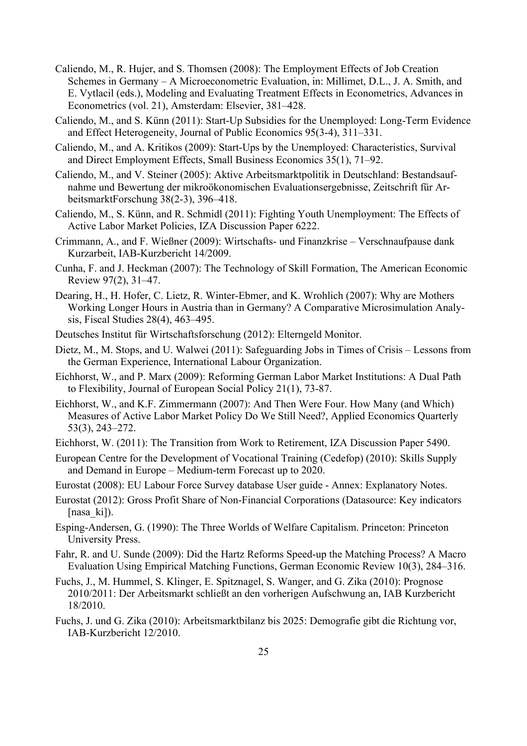Caliendo, M., R. Hujer, and S. Thomsen (2008): The Employment Effects of Job Creation Schemes in Germany – A Microeconometric Evaluation, in: Millimet, D.L., J. A. Smith, and E. Vytlacil (eds.), Modeling and Evaluating Treatment Effects in Econometrics, Advances in Econometrics (vol. 21), Amsterdam: Elsevier, 381–428.

Caliendo, M., and S. Künn (2011): Start-Up Subsidies for the Unemployed: Long-Term Evidence and Effect Heterogeneity, Journal of Public Economics 95(3-4), 311–331.

Caliendo, M., and A. Kritikos (2009): Start-Ups by the Unemployed: Characteristics, Survival and Direct Employment Effects, Small Business Economics 35(1), 71–92.

Caliendo, M., and V. Steiner (2005): Aktive Arbeitsmarktpolitik in Deutschland: Bestandsaufnahme und Bewertung der mikroökonomischen Evaluationsergebnisse, Zeitschrift für ArbeitsmarktForschung 38(2-3), 396–418.

Caliendo, M., S. Künn, and R. Schmidl (2011): Fighting Youth Unemployment: The Effects of Active Labor Market Policies, IZA Discussion Paper 6222.

Crimmann, A., and F. Wießner (2009): Wirtschafts- und Finanzkrise – Verschnaufpause dank Kurzarbeit, IAB-Kurzbericht 14/2009.

Cunha, F. and J. Heckman (2007): The Technology of Skill Formation, The American Economic Review 97(2), 31–47.

Dearing, H., H. Hofer, C. Lietz, R. Winter-Ebmer, and K. Wrohlich (2007): Why are Mothers Working Longer Hours in Austria than in Germany? A Comparative Microsimulation Analysis, Fiscal Studies 28(4), 463–495.

Deutsches Institut für Wirtschaftsforschung (2012): Elterngeld Monitor.

Dietz, M., M. Stops, and U. Walwei (2011): Safeguarding Jobs in Times of Crisis – Lessons from the German Experience, International Labour Organization.

Eichhorst, W., and P. Marx (2009): Reforming German Labor Market Institutions: A Dual Path to Flexibility, Journal of European Social Policy 21(1), 73-87.

Eichhorst, W., and K.F. Zimmermann (2007): And Then Were Four. How Many (and Which) Measures of Active Labor Market Policy Do We Still Need?, Applied Economics Quarterly 53(3), 243–272.

Eichhorst, W. (2011): The Transition from Work to Retirement, IZA Discussion Paper 5490.

European Centre for the Development of Vocational Training (Cedefop) (2010): Skills Supply and Demand in Europe – Medium-term Forecast up to 2020.

Eurostat (2008): EU Labour Force Survey database User guide - Annex: Explanatory Notes.

Eurostat (2012): Gross Profit Share of Non-Financial Corporations (Datasource: Key indicators [nasa_ki]).

Esping-Andersen, G. (1990): The Three Worlds of Welfare Capitalism. Princeton: Princeton University Press.

Fahr, R. and U. Sunde (2009): Did the Hartz Reforms Speed-up the Matching Process? A Macro Evaluation Using Empirical Matching Functions, German Economic Review 10(3), 284–316.

Fuchs, J., M. Hummel, S. Klinger, E. Spitznagel, S. Wanger, and G. Zika (2010): Prognose 2010/2011: Der Arbeitsmarkt schließt an den vorherigen Aufschwung an, IAB Kurzbericht 18/2010.

Fuchs, J. und G. Zika (2010): Arbeitsmarktbilanz bis 2025: Demografie gibt die Richtung vor, IAB-Kurzbericht 12/2010.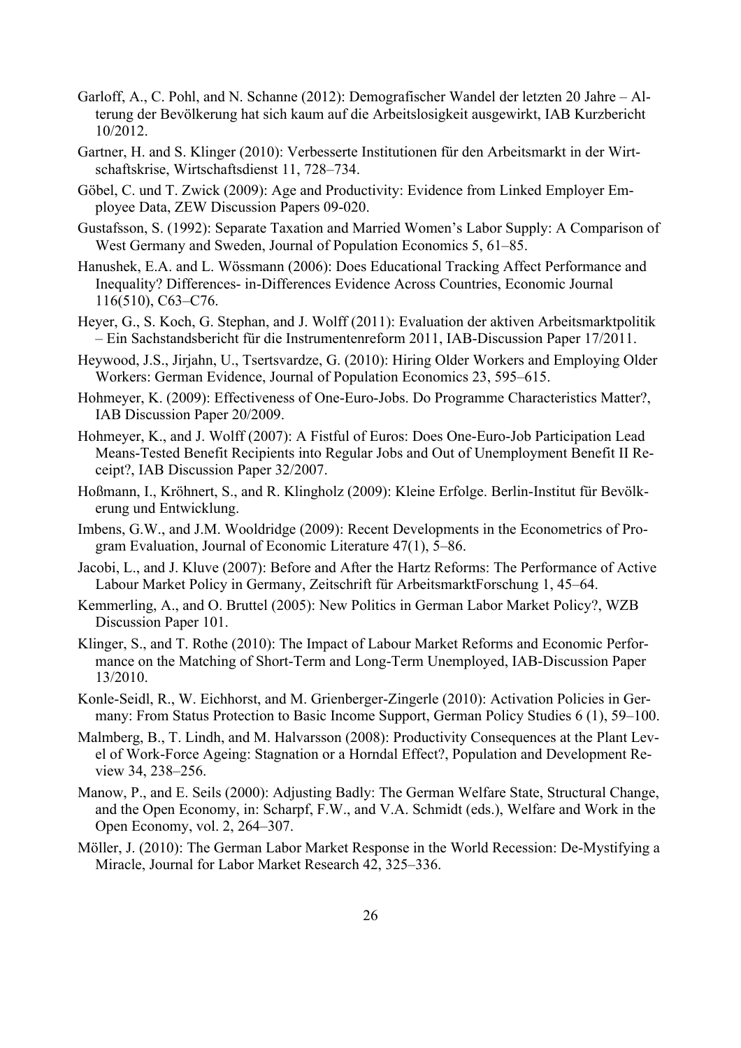Garloff, A., C. Pohl, and N. Schanne (2012): Demografischer Wandel der letzten 20 Jahre – Alterung der Bevölkerung hat sich kaum auf die Arbeitslosigkeit ausgewirkt, IAB Kurzbericht 10/2012.

Gartner, H. and S. Klinger (2010): Verbesserte Institutionen für den Arbeitsmarkt in der Wirtschaftskrise, Wirtschaftsdienst 11, 728–734.

Göbel, C. und T. Zwick (2009): Age and Productivity: Evidence from Linked Employer Employee Data, ZEW Discussion Papers 09-020.

Gustafsson, S. (1992): Separate Taxation and Married Women's Labor Supply: A Comparison of West Germany and Sweden, Journal of Population Economics 5, 61–85.

Hanushek, E.A. and L. Wössmann (2006): Does Educational Tracking Affect Performance and Inequality? Differences- in-Differences Evidence Across Countries, Economic Journal 116(510), C63–C76.

Heyer, G., S. Koch, G. Stephan, and J. Wolff (2011): Evaluation der aktiven Arbeitsmarktpolitik – Ein Sachstandsbericht für die Instrumentenreform 2011, IAB-Discussion Paper 17/2011.

Heywood, J.S., Jirjahn, U., Tsertsvardze, G. (2010): Hiring Older Workers and Employing Older Workers: German Evidence, Journal of Population Economics 23, 595–615.

Hohmeyer, K. (2009): Effectiveness of One-Euro-Jobs. Do Programme Characteristics Matter?, IAB Discussion Paper 20/2009.

Hohmeyer, K., and J. Wolff (2007): A Fistful of Euros: Does One-Euro-Job Participation Lead Means-Tested Benefit Recipients into Regular Jobs and Out of Unemployment Benefit II Receipt?, IAB Discussion Paper 32/2007.

Hoßmann, I., Kröhnert, S., and R. Klingholz (2009): Kleine Erfolge. Berlin-Institut für Bevölkerung und Entwicklung.

Imbens, G.W., and J.M. Wooldridge (2009): Recent Developments in the Econometrics of Program Evaluation, Journal of Economic Literature 47(1), 5–86.

Jacobi, L., and J. Kluve (2007): Before and After the Hartz Reforms: The Performance of Active Labour Market Policy in Germany, Zeitschrift für ArbeitsmarktForschung 1, 45–64.

Kemmerling, A., and O. Bruttel (2005): New Politics in German Labor Market Policy?, WZB Discussion Paper 101.

Klinger, S., and T. Rothe (2010): The Impact of Labour Market Reforms and Economic Performance on the Matching of Short-Term and Long-Term Unemployed, IAB-Discussion Paper 13/2010.

Konle-Seidl, R., W. Eichhorst, and M. Grienberger-Zingerle (2010): Activation Policies in Germany: From Status Protection to Basic Income Support, German Policy Studies 6 (1), 59–100.

Malmberg, B., T. Lindh, and M. Halvarsson (2008): Productivity Consequences at the Plant Level of Work-Force Ageing: Stagnation or a Horndal Effect?, Population and Development Review 34, 238–256.

Manow, P., and E. Seils (2000): Adjusting Badly: The German Welfare State, Structural Change, and the Open Economy, in: Scharpf, F.W., and V.A. Schmidt (eds.), Welfare and Work in the Open Economy, vol. 2, 264–307.

Möller, J. (2010): The German Labor Market Response in the World Recession: De-Mystifying a Miracle, Journal for Labor Market Research 42, 325–336.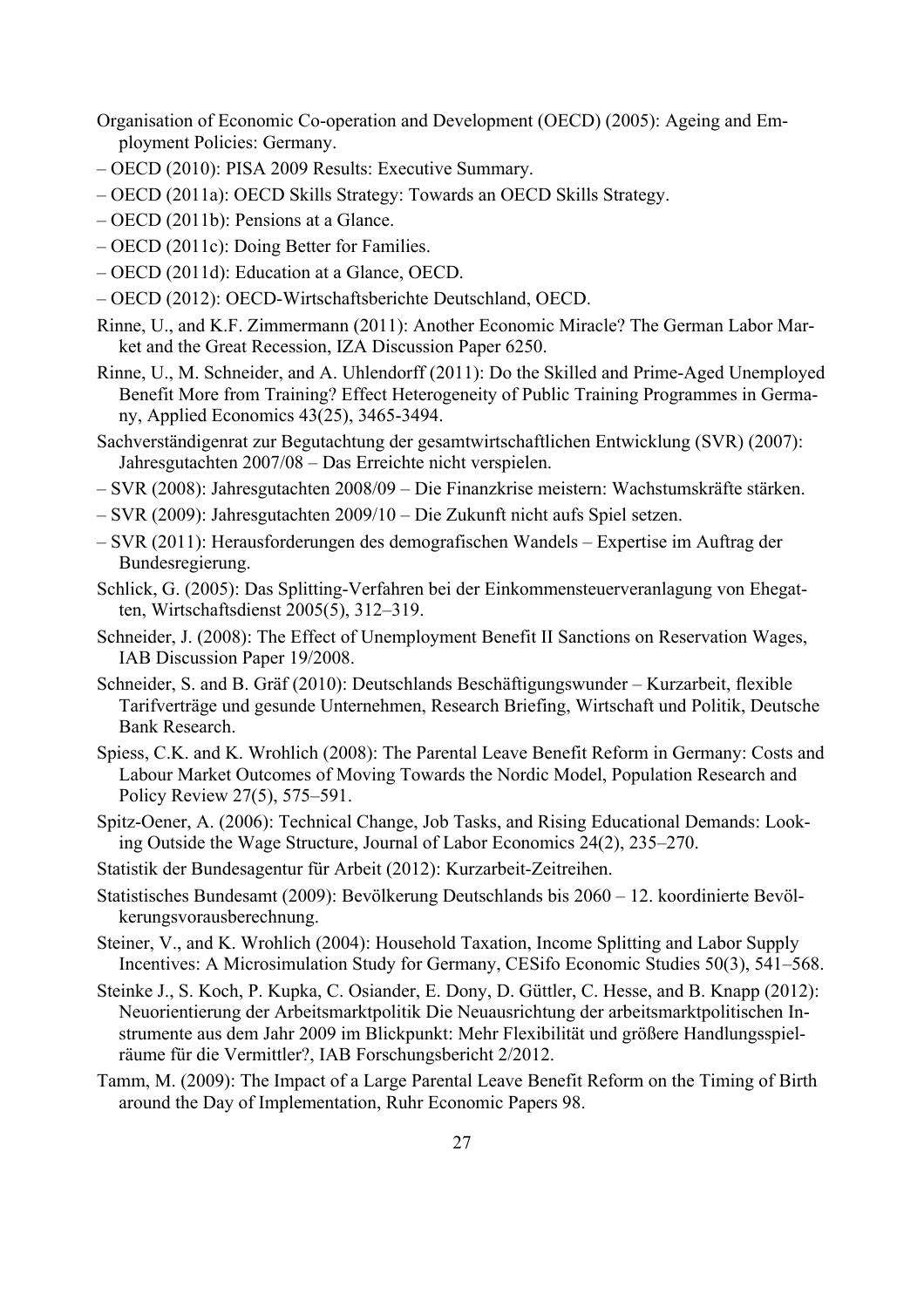Organisation of Economic Co-operation and Development (OECD) (2005): Ageing and Employment Policies: Germany.

– OECD (2010): PISA 2009 Results: Executive Summary.

– OECD (2011a): OECD Skills Strategy: Towards an OECD Skills Strategy.

– OECD (2011b): Pensions at a Glance.

– OECD (2011c): Doing Better for Families.

– OECD (2011d): Education at a Glance, OECD.

– OECD (2012): OECD-Wirtschaftsberichte Deutschland, OECD.

Rinne, U., and K.F. Zimmermann (2011): Another Economic Miracle? The German Labor Market and the Great Recession, IZA Discussion Paper 6250.

Rinne, U., M. Schneider, and A. Uhlendorff (2011): Do the Skilled and Prime-Aged Unemployed Benefit More from Training? Effect Heterogeneity of Public Training Programmes in Germany, Applied Economics 43(25), 3465-3494.

Sachverständigenrat zur Begutachtung der gesamtwirtschaftlichen Entwicklung (SVR) (2007): Jahresgutachten 2007/08 – Das Erreichte nicht verspielen.

– SVR (2008): Jahresgutachten 2008/09 – Die Finanzkrise meistern: Wachstumskräfte stärken.

– SVR (2009): Jahresgutachten 2009/10 – Die Zukunft nicht aufs Spiel setzen.

– SVR (2011): Herausforderungen des demografischen Wandels – Expertise im Auftrag der Bundesregierung.

Schlick, G. (2005): Das Splitting-Verfahren bei der Einkommensteuerveranlagung von Ehegatten, Wirtschaftsdienst 2005(5), 312–319.

Schneider, J. (2008): The Effect of Unemployment Benefit II Sanctions on Reservation Wages, IAB Discussion Paper 19/2008.

Schneider, S. and B. Gräf (2010): Deutschlands Beschäftigungswunder – Kurzarbeit, flexible Tarifverträge und gesunde Unternehmen, Research Briefing, Wirtschaft und Politik, Deutsche Bank Research.

Spiess, C.K. and K. Wrohlich (2008): The Parental Leave Benefit Reform in Germany: Costs and Labour Market Outcomes of Moving Towards the Nordic Model, Population Research and Policy Review 27(5), 575–591.

Spitz-Oener, A. (2006): Technical Change, Job Tasks, and Rising Educational Demands: Looking Outside the Wage Structure, Journal of Labor Economics 24(2), 235–270.

Statistik der Bundesagentur für Arbeit (2012): Kurzarbeit-Zeitreihen.

Statistisches Bundesamt (2009): Bevölkerung Deutschlands bis 2060 – 12. koordinierte Bevölkerungsvorausberechnung.

Steiner, V., and K. Wrohlich (2004): Household Taxation, Income Splitting and Labor Supply Incentives: A Microsimulation Study for Germany, CESifo Economic Studies 50(3), 541–568.

Steinke J., S. Koch, P. Kupka, C. Osiander, E. Dony, D. Güttler, C. Hesse, and B. Knapp (2012): Neuorientierung der Arbeitsmarktpolitik Die Neuausrichtung der arbeitsmarktpolitischen Instrumente aus dem Jahr 2009 im Blickpunkt: Mehr Flexibilität und größere Handlungsspielräume für die Vermittler?, IAB Forschungsbericht 2/2012.

Tamm, M. (2009): The Impact of a Large Parental Leave Benefit Reform on the Timing of Birth around the Day of Implementation, Ruhr Economic Papers 98.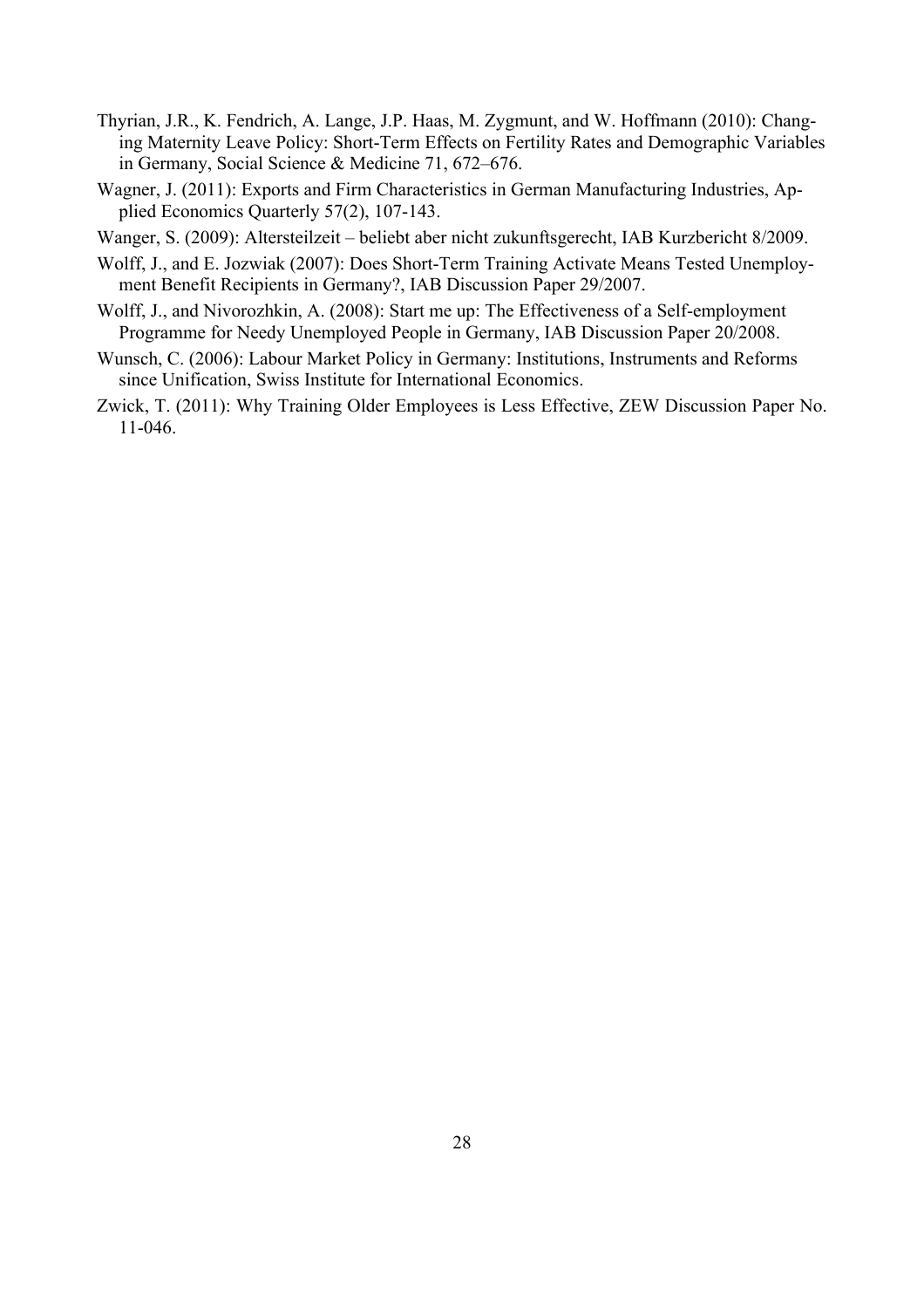Thyrian, J.R., K. Fendrich, A. Lange, J.P. Haas, M. Zygmunt, and W. Hoffmann (2010): Changing Maternity Leave Policy: Short-Term Effects on Fertility Rates and Demographic Variables in Germany, Social Science & Medicine 71, 672–676.

Wagner, J. (2011): Exports and Firm Characteristics in German Manufacturing Industries, Applied Economics Quarterly 57(2), 107-143.

Wanger, S. (2009): Altersteilzeit – beliebt aber nicht zukunftsgerecht, IAB Kurzbericht 8/2009.

Wolff, J., and E. Jozwiak (2007): Does Short-Term Training Activate Means Tested Unemployment Benefit Recipients in Germany?, IAB Discussion Paper 29/2007.

Wolff, J., and Nivorozhkin, A. (2008): Start me up: The Effectiveness of a Self-employment Programme for Needy Unemployed People in Germany, IAB Discussion Paper 20/2008.

Wunsch, C. (2006): Labour Market Policy in Germany: Institutions, Instruments and Reforms since Unification, Swiss Institute for International Economics.

Zwick, T. (2011): Why Training Older Employees is Less Effective, ZEW Discussion Paper No. 11-046.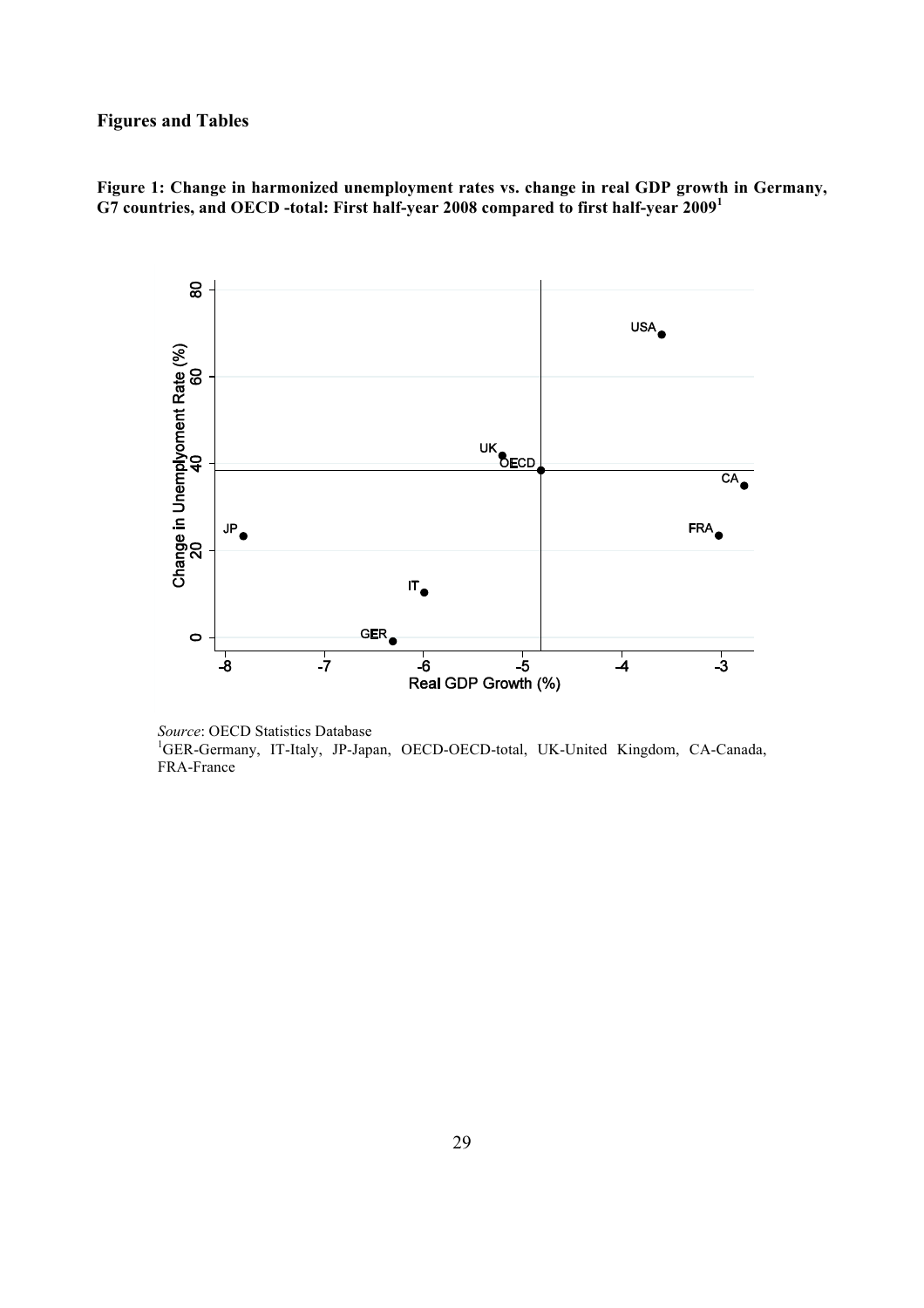## Figures and Tables

**Figure 1: Change in harmonized unemployment rates vs. change in real GDP growth in Germany, G7 countries, and OECD -total: First half-year 2008 compared to first half-year 2009[1]**

*Source*: OECD Statistics Database

[1]GER-Germany, IT-Italy, JP-Japan, OECD-OECD-total, UK-United Kingdom, CA-Canada, FRA-France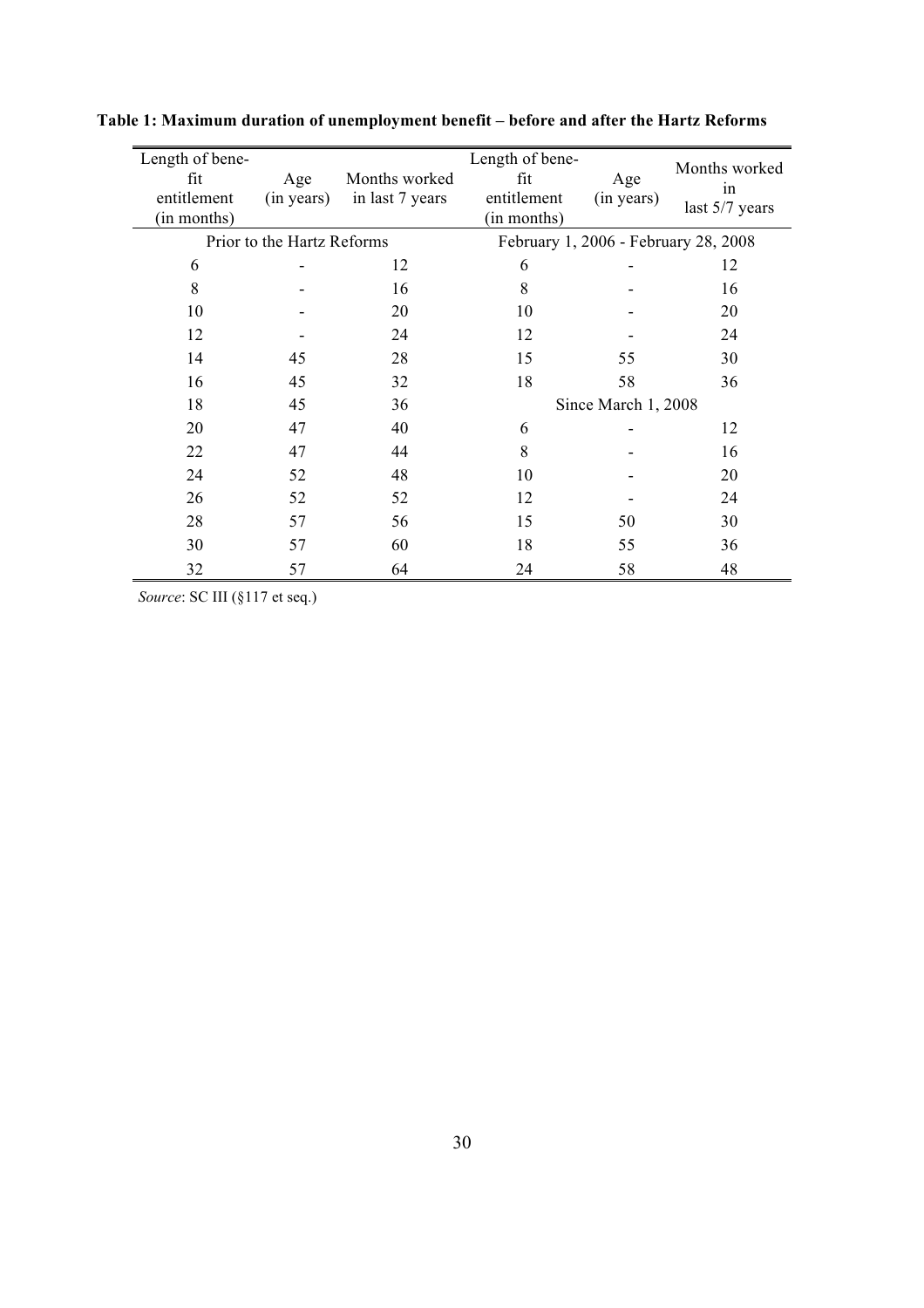**Table 1: Maximum duration of unemployment benefit – before and after the Hartz Reforms**

| Length of benefit entitlement (in months) | Age (in years) | Months worked in last 7 years | Length of benefit entitlement (in months) | Age (in years) | Months worked in last 5/7 years |
|---|---|---|---|---|---|
| Prior to the Hartz Reforms | | | February 1, 2006 - February 28, 2008 | | |
| 6 | - | 12 | 6 | - | 12 |
| 8 | - | 16 | 8 | - | 16 |
| 10 | - | 20 | 10 | - | 20 |
| 12 | - | 24 | 12 | - | 24 |
| 14 | 45 | 28 | 15 | 55 | 30 |
| 16 | 45 | 32 | 18 | 58 | 36 |
| 18 | 45 | 36 | Since March 1, 2008 | | |
| 20 | 47 | 40 | 6 | - | 12 |
| 22 | 47 | 44 | 8 | - | 16 |
| 24 | 52 | 48 | 10 | - | 20 |
| 26 | 52 | 52 | 12 | - | 24 |
| 28 | 57 | 56 | 15 | 50 | 30 |
| 30 | 57 | 60 | 18 | 55 | 36 |
| 32 | 57 | 64 | 24 | 58 | 48 |

*Source*: SC III (§117 et seq.)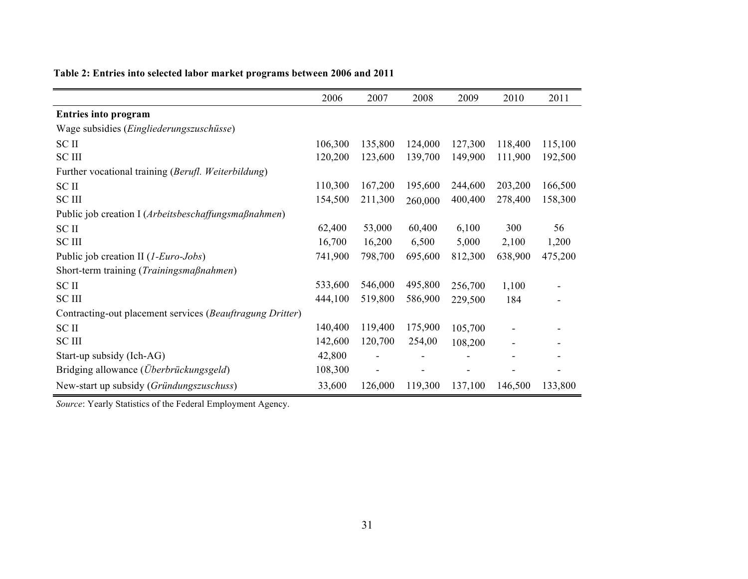**Table 2: Entries into selected labor market programs between 2006 and 2011**

| | 2006 | 2007 | 2008 | 2009 | 2010 | 2011 |
|---|---|---|---|---|---|---|
| **Entries into program** | | | | | | |
| Wage subsidies (*Eingliederungszuschüsse*) | | | | | | |
| SC II | 106,300 | 135,800 | 124,000 | 127,300 | 118,400 | 115,100 |
| SC III | 120,200 | 123,600 | 139,700 | 149,900 | 111,900 | 192,500 |
| Further vocational training (*Berufl. Weiterbildung*) | | | | | | |
| SC II | 110,300 | 167,200 | 195,600 | 244,600 | 203,200 | 166,500 |
| SC III | 154,500 | 211,300 | 260,000 | 400,400 | 278,400 | 158,300 |
| Public job creation I (*Arbeitsbeschaffungsmaßnahmen*) | | | | | | |
| SC II | 62,400 | 53,000 | 60,400 | 6,100 | 300 | 56 |
| SC III | 16,700 | 16,200 | 6,500 | 5,000 | 2,100 | 1,200 |
| Public job creation II (*1-Euro-Jobs*) | 741,900 | 798,700 | 695,600 | 812,300 | 638,900 | 475,200 |
| Short-term training (*Trainingsmaßnahmen*) | | | | | | |
| SC II | 533,600 | 546,000 | 495,800 | 256,700 | 1,100 | - |
| SC III | 444,100 | 519,800 | 586,900 | 229,500 | 184 | - |
| Contracting-out placement services (*Beauftragung Dritter*) | | | | | | |
| SC II | 140,400 | 119,400 | 175,900 | 105,700 | - | - |
| SC III | 142,600 | 120,700 | 254,00 | 108,200 | - | - |
| Start-up subsidy (Ich-AG) | 42,800 | - | - | - | - | - |
| Bridging allowance (*Überbrückungsgeld*) | 108,300 | - | - | - | - | - |
| New-start up subsidy (*Gründungszuschuss*) | 33,600 | 126,000 | 119,300 | 137,100 | 146,500 | 133,800 |

*Source*: Yearly Statistics of the Federal Employment Agency.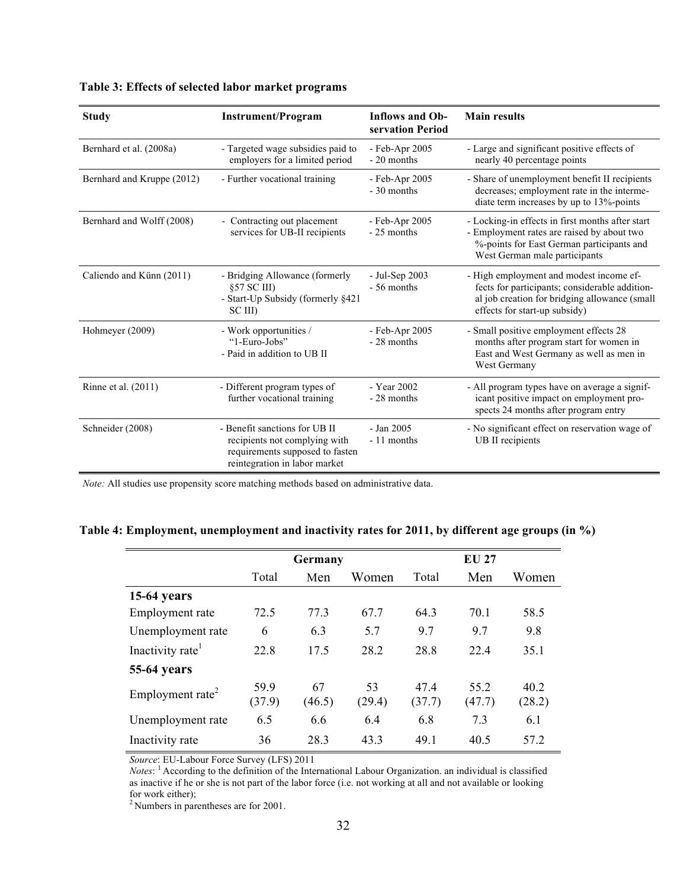**Table 3: Effects of selected labor market programs**

| Study | Instrument/Program | Inflows and Observation Period | Main results |
|---|---|---|---|
| Bernhard et al. (2008a) | - Targeted wage subsidies paid to employers for a limited period | - Feb-Apr 2005<br>- 20 months | - Large and significant positive effects of nearly 40 percentage points |
| Bernhard and Kruppe (2012) | - Further vocational training | - Feb-Apr 2005<br>- 30 months | - Share of unemployment benefit II recipients decreases; employment rate in the intermediate term increases by up to 13%-points |
| Bernhard and Wolff (2008) | - Contracting out placement services for UB-II recipients | - Feb-Apr 2005<br>- 25 months | - Locking-in effects in first months after start<br>- Employment rates are raised by about two %-points for East German participants and West German male participants |
| Caliendo and Künn (2011) | - Bridging Allowance (formerly §57 SC III)<br>- Start-Up Subsidy (formerly §421 SC III) | - Jul-Sep 2003<br>- 56 months | - High employment and modest income effects for participants; considerable additional job creation for bridging allowance (small effects for start-up subsidy) |
| Hohmeyer (2009) | - Work opportunities / "1-Euro-Jobs"<br>- Paid in addition to UB II | - Feb-Apr 2005<br>- 28 months | - Small positive employment effects 28 months after program start for women in East and West Germany as well as men in West Germany |
| Rinne et al. (2011) | - Different program types of further vocational training | - Year 2002<br>- 28 months | - All program types have on average a significant positive impact on employment prospects 24 months after program entry |
| Schneider (2008) | - Benefit sanctions for UB II recipients not complying with requirements supposed to fasten reintegration in labor market | - Jan 2005<br>- 11 months | - No significant effect on reservation wage of UB II recipients |

*Note:* All studies use propensity score matching methods based on administrative data.

**Table 4: Employment, unemployment and inactivity rates for 2011, by different age groups (in %)**

| | Germany | | | EU 27 | | |
|---|---|---|---|---|---|---|
| | Total | Men | Women | Total | Men | Women |
| **15-64 years** | | | | | | |
| Employment rate | 72.5 | 77.3 | 67.7 | 64.3 | 70.1 | 58.5 |
| Unemployment rate | 6 | 6.3 | 5.7 | 9.7 | 9.7 | 9.8 |
| Inactivity rate[1] | 22.8 | 17.5 | 28.2 | 28.8 | 22.4 | 35.1 |
| **55-64 years** | | | | | | |
| Employment rate[2] | 59.9 (37.9) | 67 (46.5) | 53 (29.4) | 47.4 (37.7) | 55.2 (47.7) | 40.2 (28.2) |
| Unemployment rate | 6.5 | 6.6 | 6.4 | 6.8 | 7.3 | 6.1 |
| Inactivity rate | 36 | 28.3 | 43.3 | 49.1 | 40.5 | 57.2 |

*Source*: EU-Labour Force Survey (LFS) 2011

*Notes*: [1] According to the definition of the International Labour Organization. an individual is classified as inactive if he or she is not part of the labor force (i.e. not working at all and not available or looking for work either);

[2] Numbers in parentheses are for 2001.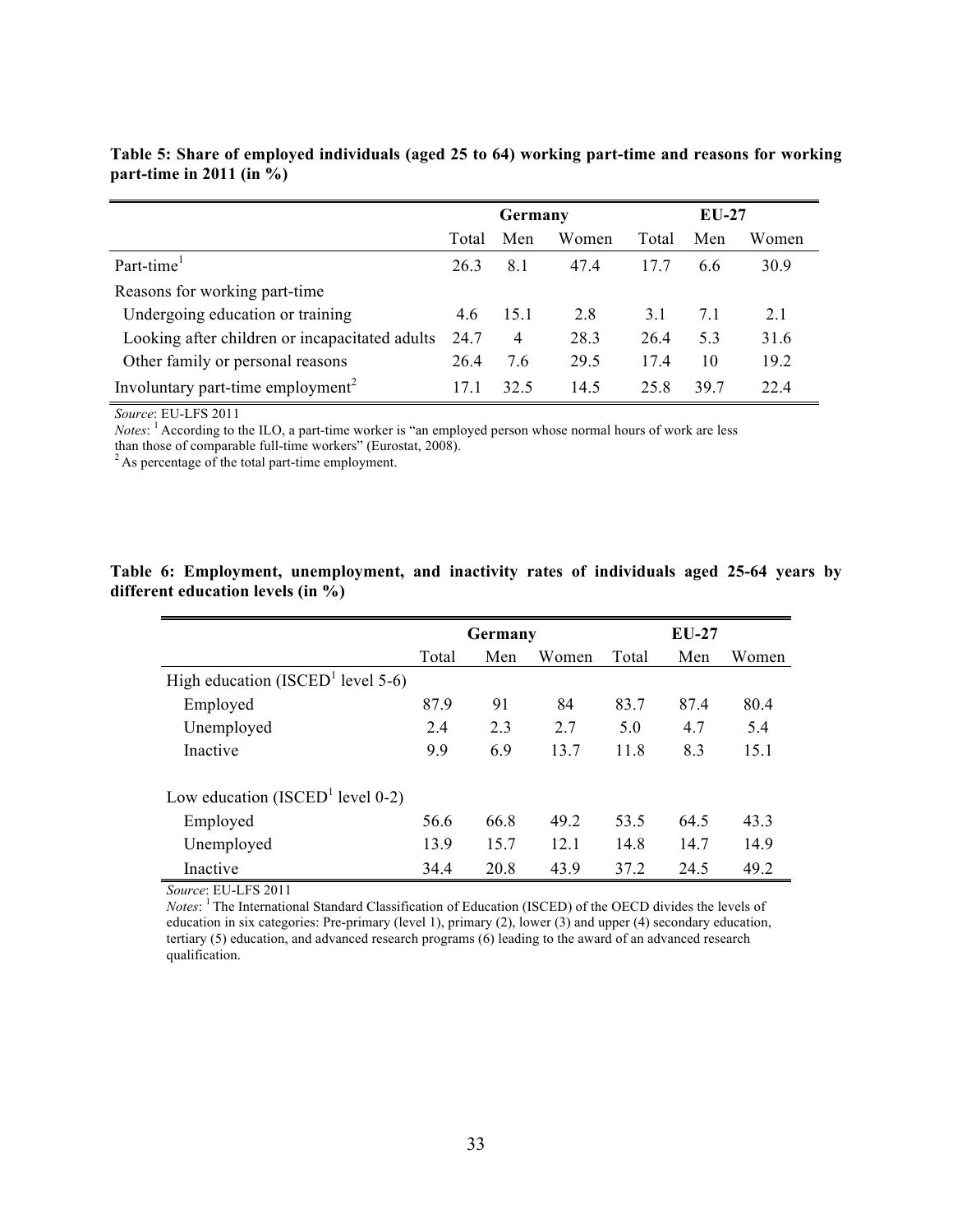**Table 5: Share of employed individuals (aged 25 to 64) working part-time and reasons for working part-time in 2011 (in %)**

| | Germany | | | EU-27 | | |
|---|---|---|---|---|---|---|
| | Total | Men | Women | Total | Men | Women |
| Part-time[1] | 26.3 | 8.1 | 47.4 | 17.7 | 6.6 | 30.9 |
| Reasons for working part-time | | | | | | |
| Undergoing education or training | 4.6 | 15.1 | 2.8 | 3.1 | 7.1 | 2.1 |
| Looking after children or incapacitated adults | 24.7 | 4 | 28.3 | 26.4 | 5.3 | 31.6 |
| Other family or personal reasons | 26.4 | 7.6 | 29.5 | 17.4 | 10 | 19.2 |
| Involuntary part-time employment[2] | 17.1 | 32.5 | 14.5 | 25.8 | 39.7 | 22.4 |

*Source*: EU-LFS 2011

*Notes*: [1] According to the ILO, a part-time worker is "an employed person whose normal hours of work are less than those of comparable full-time workers" (Eurostat, 2008).

[2] As percentage of the total part-time employment.

**Table 6: Employment, unemployment, and inactivity rates of individuals aged 25-64 years by different education levels (in %)**

| | Germany | | | EU-27 | | |
|---|---|---|---|---|---|---|
| | Total | Men | Women | Total | Men | Women |
| High education (ISCED[1] level 5-6) | | | | | | |
| Employed | 87.9 | 91 | 84 | 83.7 | 87.4 | 80.4 |
| Unemployed | 2.4 | 2.3 | 2.7 | 5.0 | 4.7 | 5.4 |
| Inactive | 9.9 | 6.9 | 13.7 | 11.8 | 8.3 | 15.1 |
| Low education (ISCED[1] level 0-2) | | | | | | |
| Employed | 56.6 | 66.8 | 49.2 | 53.5 | 64.5 | 43.3 |
| Unemployed | 13.9 | 15.7 | 12.1 | 14.8 | 14.7 | 14.9 |
| Inactive | 34.4 | 20.8 | 43.9 | 37.2 | 24.5 | 49.2 |

*Source*: EU-LFS 2011

*Notes*: [1] The International Standard Classification of Education (ISCED) of the OECD divides the levels of education in six categories: Pre-primary (level 1), primary (2), lower (3) and upper (4) secondary education, tertiary (5) education, and advanced research programs (6) leading to the award of an advanced research qualification.